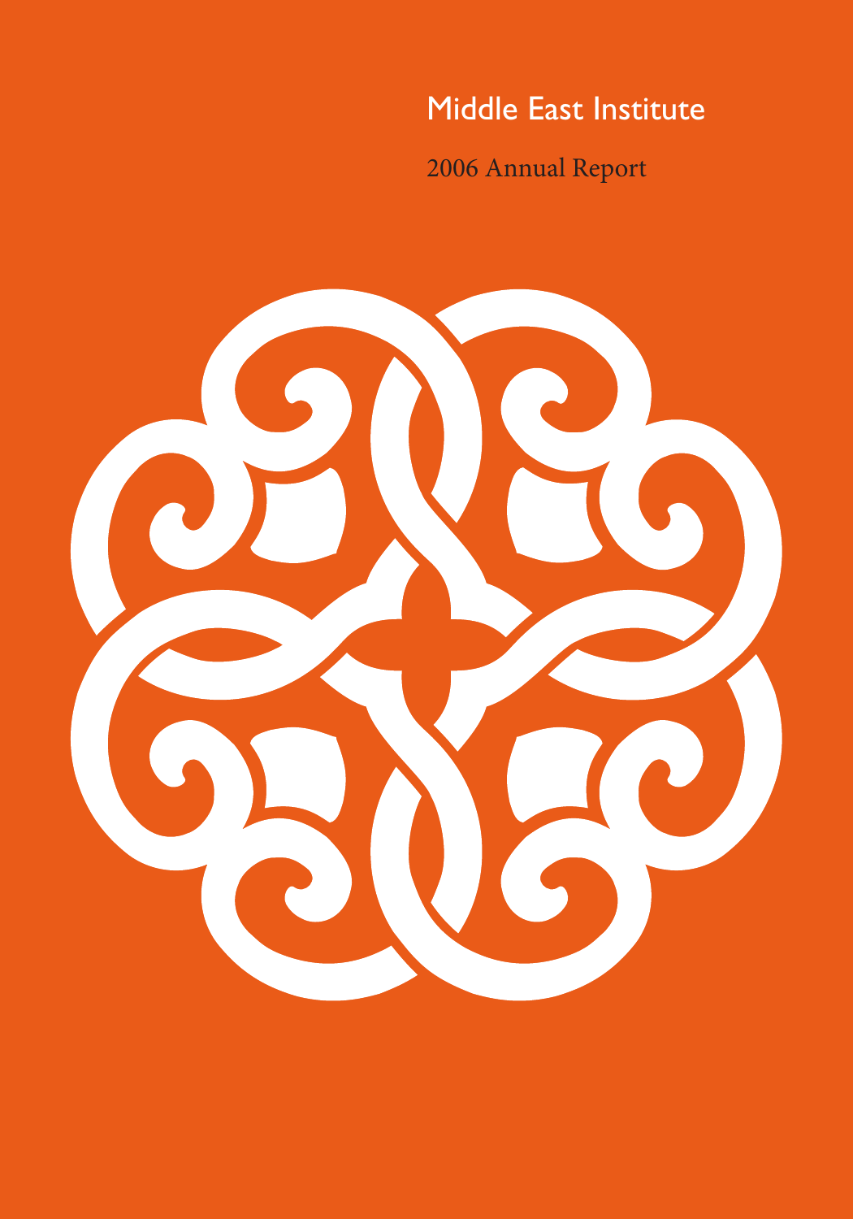# Middle East Institute

## 2006 Annual Report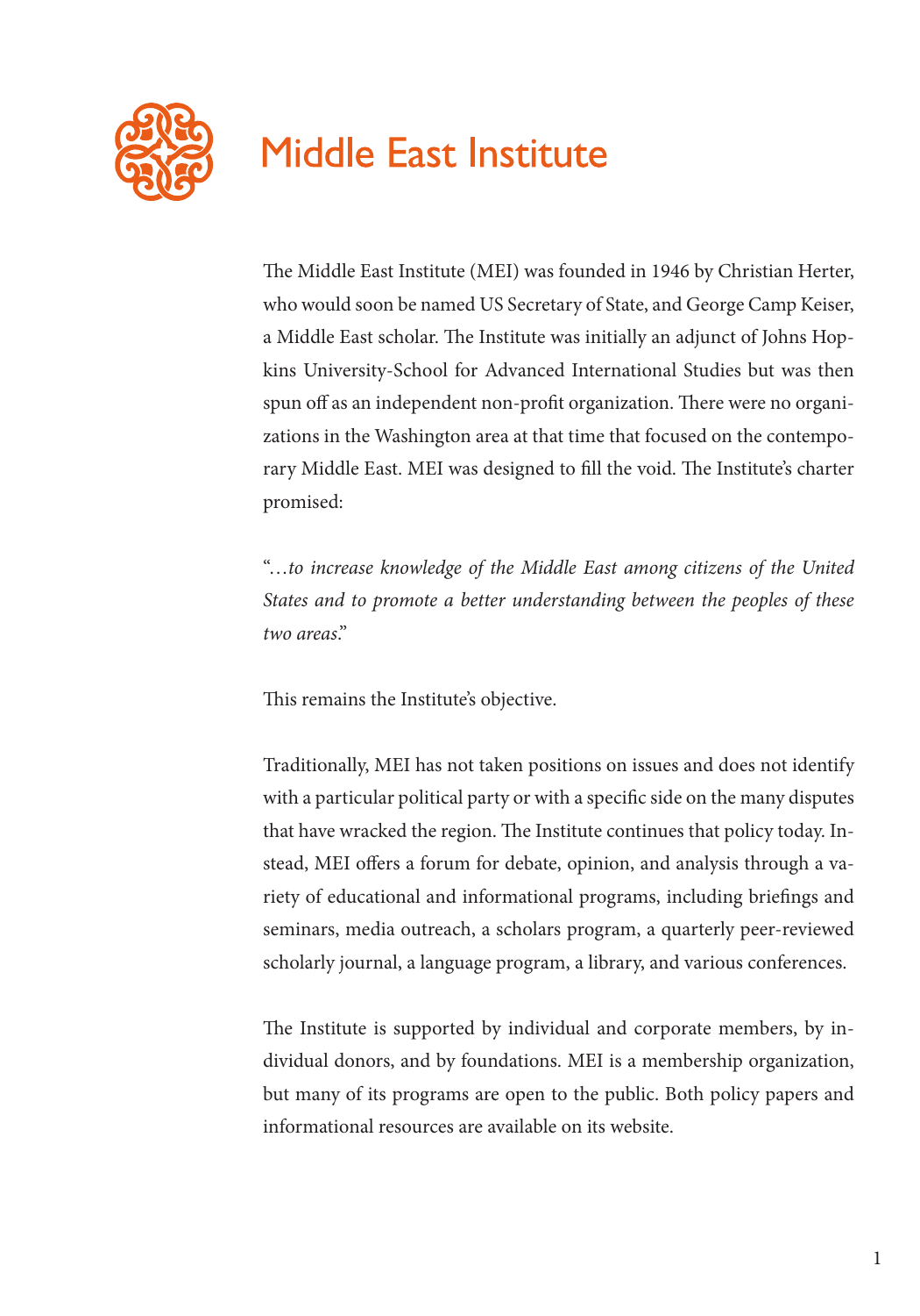# Middle East Institute

The Middle East Institute (MEI) was founded in 1946 by Christian Herter, who would soon be named US Secretary of State, and George Camp Keiser, a Middle East scholar. The Institute was initially an adjunct of Johns Hopkins University-School for Advanced International Studies but was then spun off as an independent non-profit organization. There were no organizations in the Washington area at that time that focused on the contemporary Middle East. MEI was designed to fill the void. The Institute's charter promised:

"*…to increase knowledge of the Middle East among citizens of the United States and to promote a better understanding between the peoples of these two areas.*"

This remains the Institute's objective.

Traditionally, MEI has not taken positions on issues and does not identify with a particular political party or with a specific side on the many disputes that have wracked the region. The Institute continues that policy today. Instead, MEI offers a forum for debate, opinion, and analysis through a variety of educational and informational programs, including briefings and seminars, media outreach, a scholars program, a quarterly peer-reviewed scholarly journal, a language program, a library, and various conferences.

The Institute is supported by individual and corporate members, by individual donors, and by foundations. MEI is a membership organization, but many of its programs are open to the public. Both policy papers and informational resources are available on its website.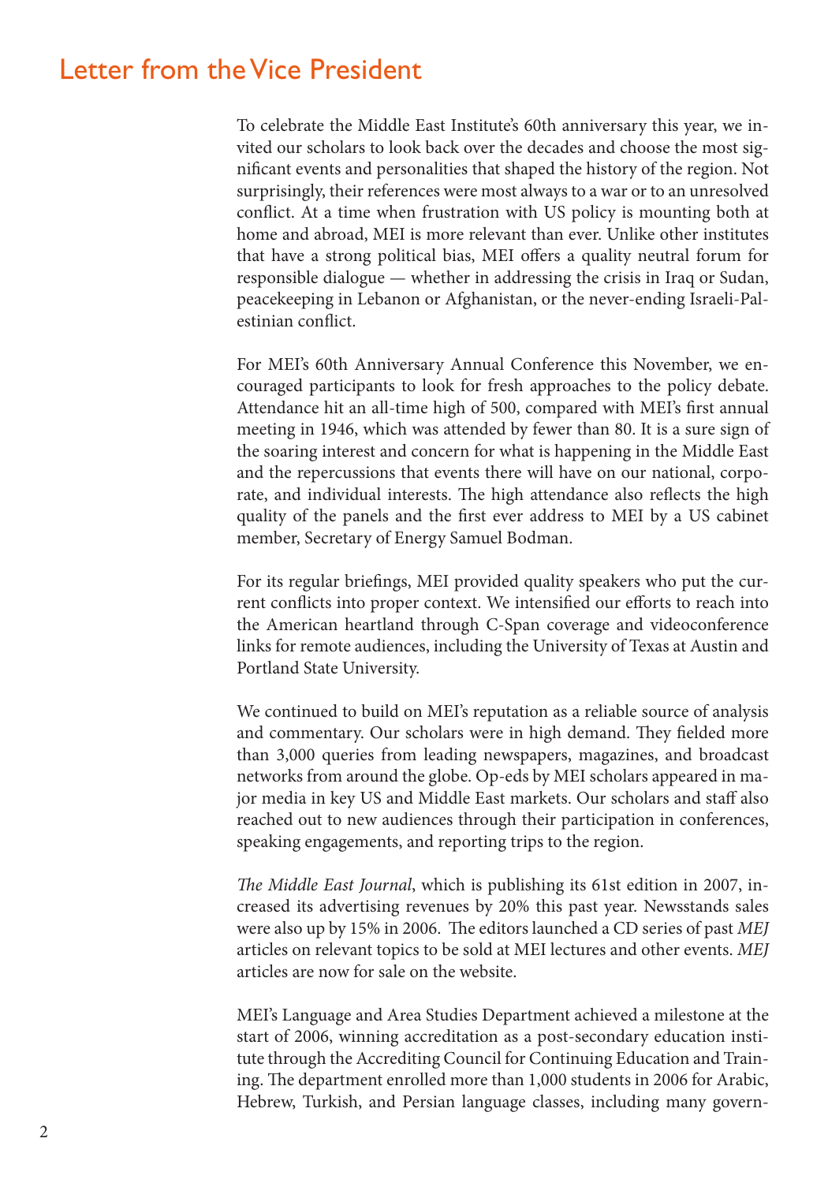# Letter from the Vice President

To celebrate the Middle East Institute's 60th anniversary this year, we invited our scholars to look back over the decades and choose the most significant events and personalities that shaped the history of the region. Not surprisingly, their references were most always to a war or to an unresolved conflict. At a time when frustration with US policy is mounting both at home and abroad, MEI is more relevant than ever. Unlike other institutes that have a strong political bias, MEI offers a quality neutral forum for responsible dialogue — whether in addressing the crisis in Iraq or Sudan, peacekeeping in Lebanon or Afghanistan, or the never-ending Israeli-Palestinian conflict.

For MEI's 60th Anniversary Annual Conference this November, we encouraged participants to look for fresh approaches to the policy debate. Attendance hit an all-time high of 500, compared with MEI's first annual meeting in 1946, which was attended by fewer than 80. It is a sure sign of the soaring interest and concern for what is happening in the Middle East and the repercussions that events there will have on our national, corporate, and individual interests. The high attendance also reflects the high quality of the panels and the first ever address to MEI by a US cabinet member, Secretary of Energy Samuel Bodman.

For its regular briefings, MEI provided quality speakers who put the current conflicts into proper context. We intensified our efforts to reach into the American heartland through C-Span coverage and videoconference links for remote audiences, including the University of Texas at Austin and Portland State University.

We continued to build on MEI's reputation as a reliable source of analysis and commentary. Our scholars were in high demand. They fielded more than 3,000 queries from leading newspapers, magazines, and broadcast networks from around the globe. Op-eds by MEI scholars appeared in major media in key US and Middle East markets. Our scholars and staff also reached out to new audiences through their participation in conferences, speaking engagements, and reporting trips to the region.

*The Middle East Journal*, which is publishing its 61st edition in 2007, increased its advertising revenues by 20% this past year. Newsstands sales were also up by 15% in 2006. The editors launched a CD series of past *MEJ* articles on relevant topics to be sold at MEI lectures and other events. *MEJ* articles are now for sale on the website.

MEI's Language and Area Studies Department achieved a milestone at the start of 2006, winning accreditation as a post-secondary education institute through the Accrediting Council for Continuing Education and Training. The department enrolled more than 1,000 students in 2006 for Arabic, Hebrew, Turkish, and Persian language classes, including many govern-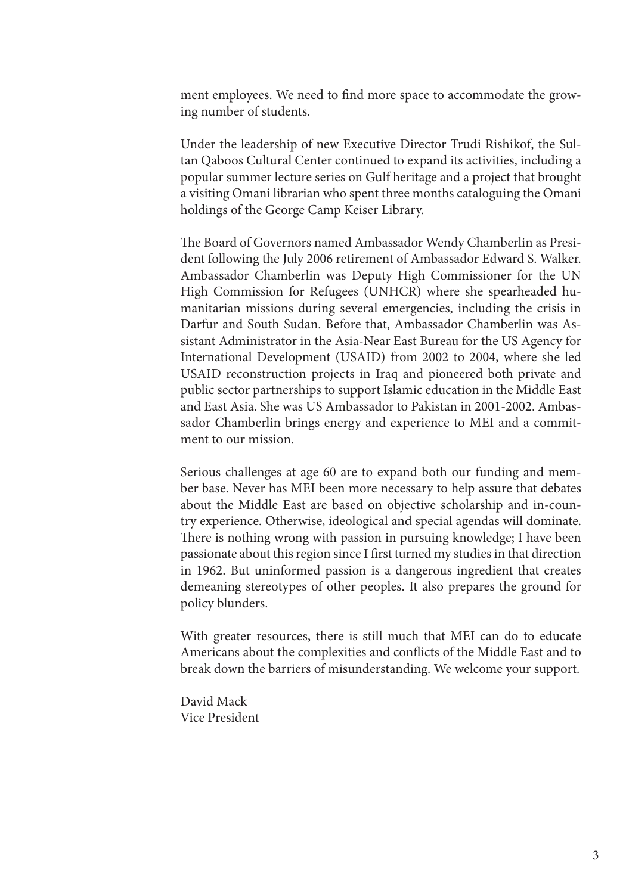ment employees. We need to find more space to accommodate the growing number of students.

Under the leadership of new Executive Director Trudi Rishikof, the Sultan Qaboos Cultural Center continued to expand its activities, including a popular summer lecture series on Gulf heritage and a project that brought a visiting Omani librarian who spent three months cataloguing the Omani holdings of the George Camp Keiser Library.

The Board of Governors named Ambassador Wendy Chamberlin as President following the July 2006 retirement of Ambassador Edward S. Walker. Ambassador Chamberlin was Deputy High Commissioner for the UN High Commission for Refugees (UNHCR) where she spearheaded humanitarian missions during several emergencies, including the crisis in Darfur and South Sudan. Before that, Ambassador Chamberlin was Assistant Administrator in the Asia-Near East Bureau for the US Agency for International Development (USAID) from 2002 to 2004, where she led USAID reconstruction projects in Iraq and pioneered both private and public sector partnerships to support Islamic education in the Middle East and East Asia. She was US Ambassador to Pakistan in 2001-2002. Ambassador Chamberlin brings energy and experience to MEI and a commitment to our mission.

Serious challenges at age 60 are to expand both our funding and member base. Never has MEI been more necessary to help assure that debates about the Middle East are based on objective scholarship and in-country experience. Otherwise, ideological and special agendas will dominate. There is nothing wrong with passion in pursuing knowledge; I have been passionate about this region since I first turned my studies in that direction in 1962. But uninformed passion is a dangerous ingredient that creates demeaning stereotypes of other peoples. It also prepares the ground for policy blunders.

With greater resources, there is still much that MEI can do to educate Americans about the complexities and conflicts of the Middle East and to break down the barriers of misunderstanding. We welcome your support.

David Mack
Vice President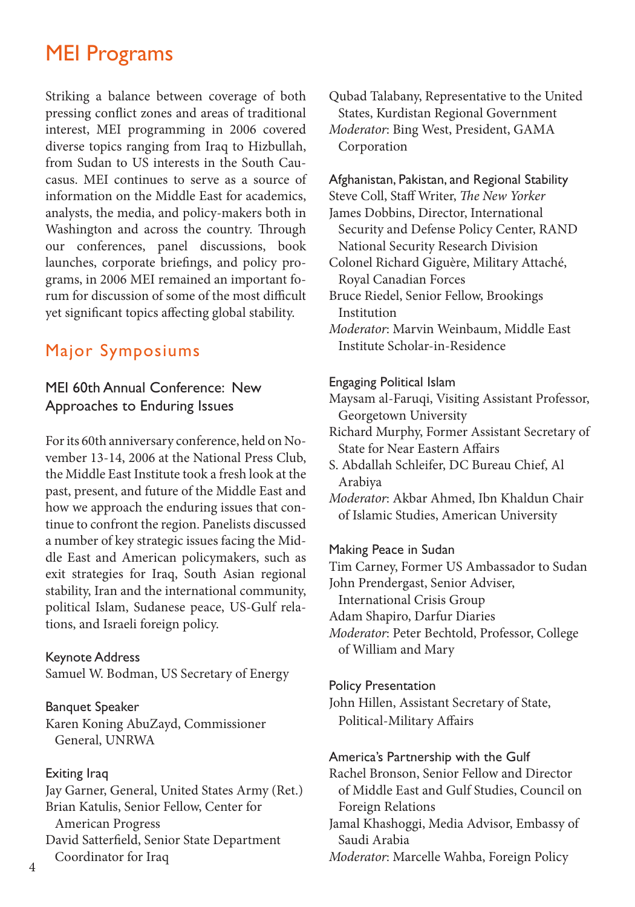# MEI Programs

Striking a balance between coverage of both pressing conflict zones and areas of traditional interest, MEI programming in 2006 covered diverse topics ranging from Iraq to Hizbullah, from Sudan to US interests in the South Caucasus. MEI continues to serve as a source of information on the Middle East for academics, analysts, the media, and policy-makers both in Washington and across the country. Through our conferences, panel discussions, book launches, corporate briefings, and policy programs, in 2006 MEI remained an important forum for discussion of some of the most difficult yet significant topics affecting global stability.

## Major Symposiums

### MEI 60th Annual Conference: New Approaches to Enduring Issues

For its 60th anniversary conference, held on November 13-14, 2006 at the National Press Club, the Middle East Institute took a fresh look at the past, present, and future of the Middle East and how we approach the enduring issues that continue to confront the region. Panelists discussed a number of key strategic issues facing the Middle East and American policymakers, such as exit strategies for Iraq, South Asian regional stability, Iran and the international community, political Islam, Sudanese peace, US-Gulf relations, and Israeli foreign policy.

#### Keynote Address

Samuel W. Bodman, US Secretary of Energy

#### Banquet Speaker

Karen Koning AbuZayd, Commissioner General, UNRWA

#### Exiting Iraq

Jay Garner, General, United States Army (Ret.)
Brian Katulis, Senior Fellow, Center for American Progress
David Satterfield, Senior State Department Coordinator for Iraq
Qubad Talabany, Representative to the United States, Kurdistan Regional Government
*Moderator*: Bing West, President, GAMA Corporation

#### Afghanistan, Pakistan, and Regional Stability

Steve Coll, Staff Writer, *The New Yorker*
James Dobbins, Director, International Security and Defense Policy Center, RAND National Security Research Division
Colonel Richard Giguère, Military Attaché, Royal Canadian Forces
Bruce Riedel, Senior Fellow, Brookings Institution
*Moderator*: Marvin Weinbaum, Middle East Institute Scholar-in-Residence

#### Engaging Political Islam

Maysam al-Faruqi, Visiting Assistant Professor, Georgetown University
Richard Murphy, Former Assistant Secretary of State for Near Eastern Affairs
S. Abdallah Schleifer, DC Bureau Chief, Al Arabiya
*Moderator*: Akbar Ahmed, Ibn Khaldun Chair of Islamic Studies, American University

#### Making Peace in Sudan

Tim Carney, Former US Ambassador to Sudan
John Prendergast, Senior Adviser, International Crisis Group
Adam Shapiro, Darfur Diaries
*Moderator*: Peter Bechtold, Professor, College of William and Mary

#### Policy Presentation

John Hillen, Assistant Secretary of State, Political-Military Affairs

#### America's Partnership with the Gulf

Rachel Bronson, Senior Fellow and Director of Middle East and Gulf Studies, Council on Foreign Relations
Jamal Khashoggi, Media Advisor, Embassy of Saudi Arabia
*Moderator*: Marcelle Wahba, Foreign Policy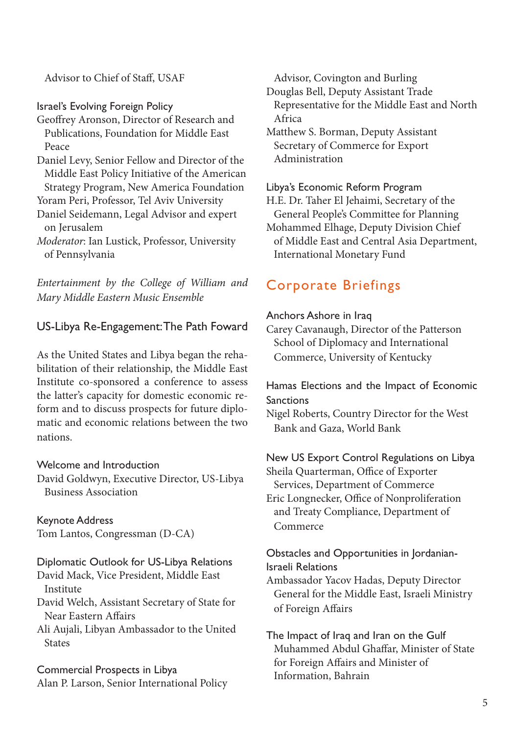Advisor to Chief of Staff, USAF

### Israel's Evolving Foreign Policy

Geoffrey Aronson, Director of Research and Publications, Foundation for Middle East Peace

Daniel Levy, Senior Fellow and Director of the Middle East Policy Initiative of the American Strategy Program, New America Foundation

Yoram Peri, Professor, Tel Aviv University

Daniel Seidemann, Legal Advisor and expert on Jerusalem

*Moderator*: Ian Lustick, Professor, University of Pennsylvania

*Entertainment by the College of William and Mary Middle Eastern Music Ensemble*

### US-Libya Re-Engagement: The Path Foward

As the United States and Libya began the rehabilitation of their relationship, the Middle East Institute co-sponsored a conference to assess the latter's capacity for domestic economic reform and to discuss prospects for future diplomatic and economic relations between the two nations.

### Welcome and Introduction

David Goldwyn, Executive Director, US-Libya Business Association

### Keynote Address

Tom Lantos, Congressman (D-CA)

### Diplomatic Outlook for US-Libya Relations

David Mack, Vice President, Middle East Institute

David Welch, Assistant Secretary of State for Near Eastern Affairs

Ali Aujali, Libyan Ambassador to the United States

### Commercial Prospects in Libya

Alan P. Larson, Senior International Policy Advisor, Covington and Burling

Douglas Bell, Deputy Assistant Trade Representative for the Middle East and North Africa

Matthew S. Borman, Deputy Assistant Secretary of Commerce for Export Administration

### Libya's Economic Reform Program

H.E. Dr. Taher El Jehaimi, Secretary of the General People's Committee for Planning

Mohammed Elhage, Deputy Division Chief of Middle East and Central Asia Department, International Monetary Fund

## Corporate Briefings

### Anchors Ashore in Iraq

Carey Cavanaugh, Director of the Patterson School of Diplomacy and International Commerce, University of Kentucky

### Hamas Elections and the Impact of Economic Sanctions

Nigel Roberts, Country Director for the West Bank and Gaza, World Bank

### New US Export Control Regulations on Libya

Sheila Quarterman, Office of Exporter Services, Department of Commerce

Eric Longnecker, Office of Nonproliferation and Treaty Compliance, Department of Commerce

### Obstacles and Opportunities in Jordanian-Israeli Relations

Ambassador Yacov Hadas, Deputy Director General for the Middle East, Israeli Ministry of Foreign Affairs

### The Impact of Iraq and Iran on the Gulf

Muhammed Abdul Ghaffar, Minister of State for Foreign Affairs and Minister of Information, Bahrain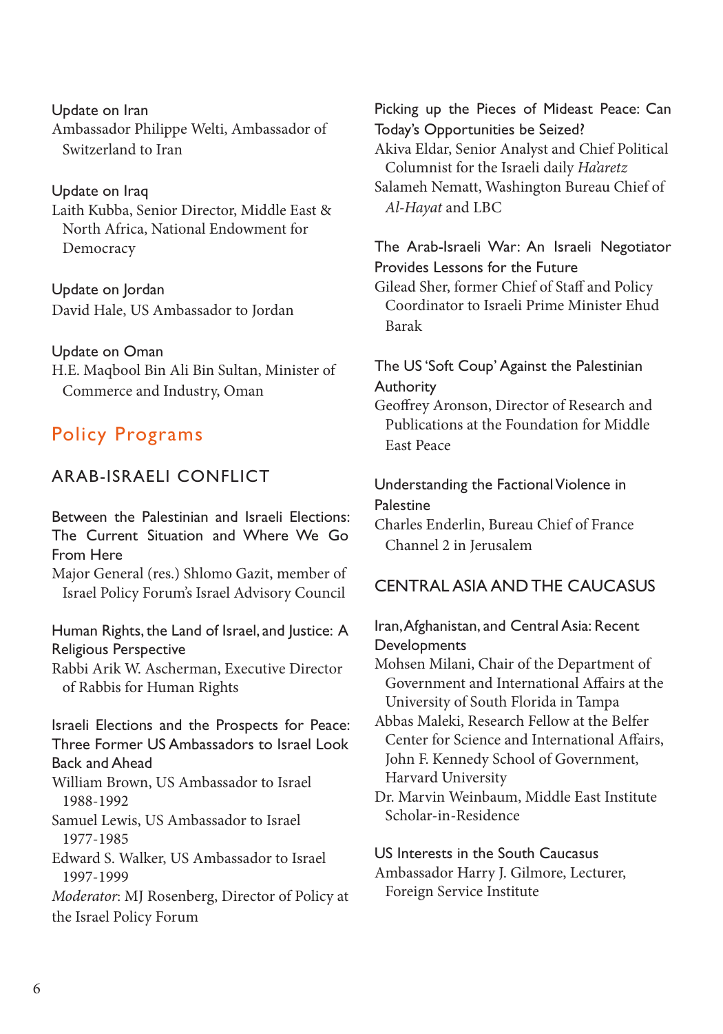Update on Iran

Ambassador Philippe Welti, Ambassador of Switzerland to Iran

Update on Iraq

Laith Kubba, Senior Director, Middle East & North Africa, National Endowment for Democracy

Update on Jordan

David Hale, US Ambassador to Jordan

Update on Oman

H.E. Maqbool Bin Ali Bin Sultan, Minister of Commerce and Industry, Oman

## Policy Programs

### ARAB-ISRAELI CONFLICT

Between the Palestinian and Israeli Elections: The Current Situation and Where We Go From Here

Major General (res.) Shlomo Gazit, member of Israel Policy Forum's Israel Advisory Council

Human Rights, the Land of Israel, and Justice: A Religious Perspective

Rabbi Arik W. Ascherman, Executive Director of Rabbis for Human Rights

Israeli Elections and the Prospects for Peace: Three Former US Ambassadors to Israel Look Back and Ahead

William Brown, US Ambassador to Israel 1988-1992

Samuel Lewis, US Ambassador to Israel 1977-1985

Edward S. Walker, US Ambassador to Israel 1997-1999

*Moderator*: MJ Rosenberg, Director of Policy at the Israel Policy Forum

Picking up the Pieces of Mideast Peace: Can Today's Opportunities be Seized?

Akiva Eldar, Senior Analyst and Chief Political Columnist for the Israeli daily *Ha'aretz*

Salameh Nematt, Washington Bureau Chief of *Al-Hayat* and LBC

The Arab-Israeli War: An Israeli Negotiator Provides Lessons for the Future

Gilead Sher, former Chief of Staff and Policy Coordinator to Israeli Prime Minister Ehud Barak

The US 'Soft Coup' Against the Palestinian Authority

Geoffrey Aronson, Director of Research and Publications at the Foundation for Middle East Peace

Understanding the Factional Violence in Palestine

Charles Enderlin, Bureau Chief of France Channel 2 in Jerusalem

### CENTRAL ASIA AND THE CAUCASUS

Iran, Afghanistan, and Central Asia: Recent Developments

Mohsen Milani, Chair of the Department of Government and International Affairs at the University of South Florida in Tampa

Abbas Maleki, Research Fellow at the Belfer Center for Science and International Affairs, John F. Kennedy School of Government, Harvard University

Dr. Marvin Weinbaum, Middle East Institute Scholar-in-Residence

US Interests in the South Caucasus

Ambassador Harry J. Gilmore, Lecturer, Foreign Service Institute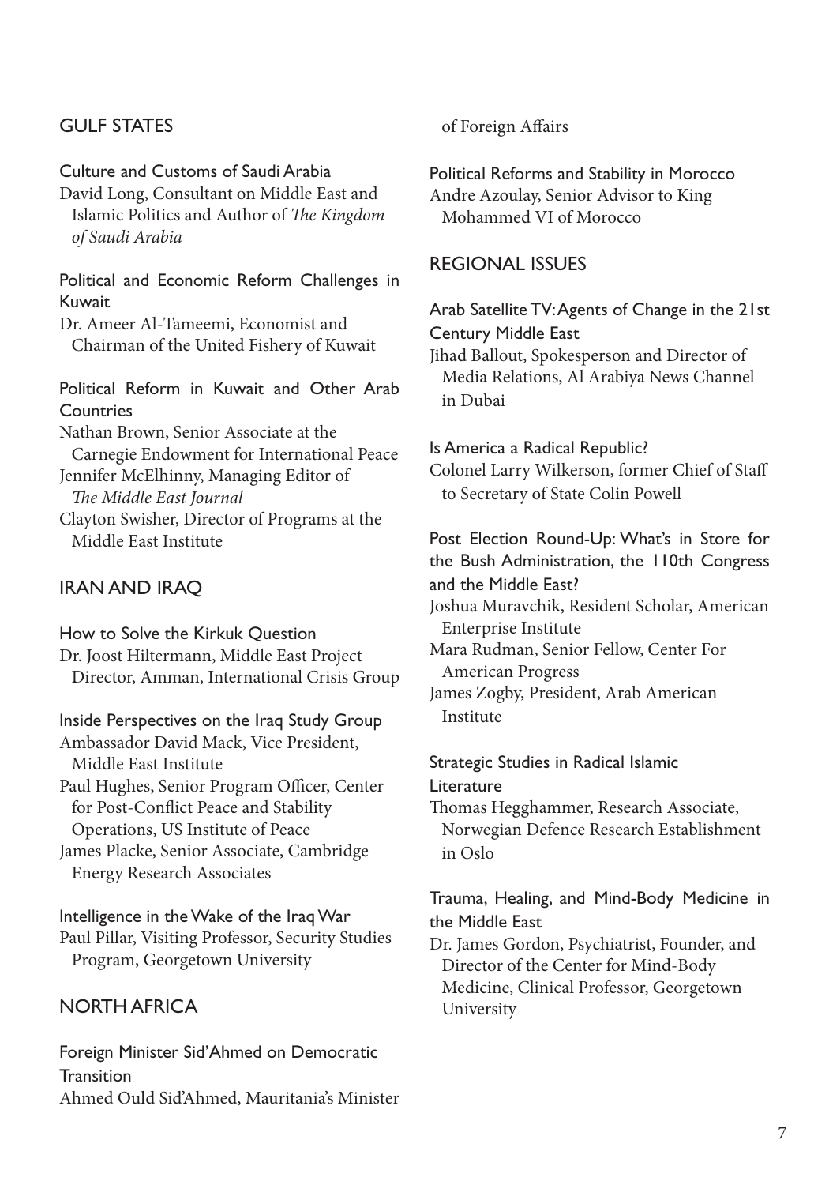## GULF STATES

### Culture and Customs of Saudi Arabia

David Long, Consultant on Middle East and Islamic Politics and Author of *The Kingdom of Saudi Arabia*

### Political and Economic Reform Challenges in Kuwait

Dr. Ameer Al-Tameemi, Economist and Chairman of the United Fishery of Kuwait

### Political Reform in Kuwait and Other Arab Countries

Nathan Brown, Senior Associate at the Carnegie Endowment for International Peace

Jennifer McElhinny, Managing Editor of *The Middle East Journal*

Clayton Swisher, Director of Programs at the Middle East Institute

## IRAN AND IRAQ

### How to Solve the Kirkuk Question

Dr. Joost Hiltermann, Middle East Project Director, Amman, International Crisis Group

### Inside Perspectives on the Iraq Study Group

Ambassador David Mack, Vice President, Middle East Institute

Paul Hughes, Senior Program Officer, Center for Post-Conflict Peace and Stability Operations, US Institute of Peace

James Placke, Senior Associate, Cambridge Energy Research Associates

### Intelligence in the Wake of the Iraq War

Paul Pillar, Visiting Professor, Security Studies Program, Georgetown University

## NORTH AFRICA

### Foreign Minister Sid'Ahmed on Democratic Transition

Ahmed Ould Sid'Ahmed, Mauritania's Minister of Foreign Affairs

### Political Reforms and Stability in Morocco

Andre Azoulay, Senior Advisor to King Mohammed VI of Morocco

## REGIONAL ISSUES

### Arab Satellite TV: Agents of Change in the 21st Century Middle East

Jihad Ballout, Spokesperson and Director of Media Relations, Al Arabiya News Channel in Dubai

### Is America a Radical Republic?

Colonel Larry Wilkerson, former Chief of Staff to Secretary of State Colin Powell

### Post Election Round-Up: What's in Store for the Bush Administration, the 110th Congress and the Middle East?

Joshua Muravchik, Resident Scholar, American Enterprise Institute

Mara Rudman, Senior Fellow, Center For American Progress

James Zogby, President, Arab American Institute

### Strategic Studies in Radical Islamic Literature

Thomas Hegghammer, Research Associate, Norwegian Defence Research Establishment in Oslo

### Trauma, Healing, and Mind-Body Medicine in the Middle East

Dr. James Gordon, Psychiatrist, Founder, and Director of the Center for Mind-Body Medicine, Clinical Professor, Georgetown University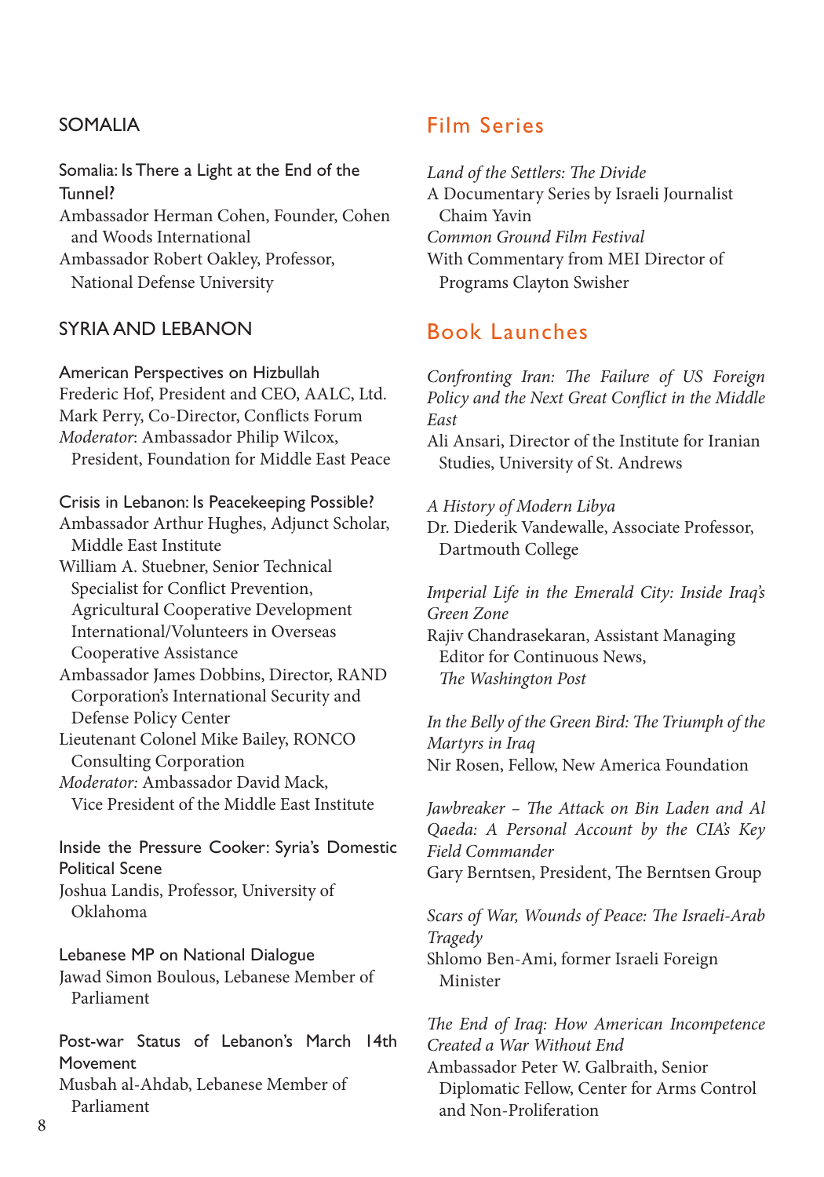### SOMALIA

Somalia: Is There a Light at the End of the Tunnel?
Ambassador Herman Cohen, Founder, Cohen and Woods International
Ambassador Robert Oakley, Professor, National Defense University

### SYRIA AND LEBANON

American Perspectives on Hizbullah
Frederic Hof, President and CEO, AALC, Ltd.
Mark Perry, Co-Director, Conflicts Forum
*Moderator*: Ambassador Philip Wilcox, President, Foundation for Middle East Peace

Crisis in Lebanon: Is Peacekeeping Possible?
Ambassador Arthur Hughes, Adjunct Scholar, Middle East Institute
William A. Stuebner, Senior Technical Specialist for Conflict Prevention, Agricultural Cooperative Development International/Volunteers in Overseas Cooperative Assistance
Ambassador James Dobbins, Director, RAND Corporation's International Security and Defense Policy Center
Lieutenant Colonel Mike Bailey, RONCO Consulting Corporation
*Moderator:* Ambassador David Mack, Vice President of the Middle East Institute

Inside the Pressure Cooker: Syria's Domestic Political Scene
Joshua Landis, Professor, University of Oklahoma

Lebanese MP on National Dialogue
Jawad Simon Boulous, Lebanese Member of Parliament

Post-war Status of Lebanon's March 14th Movement
Musbah al-Ahdab, Lebanese Member of Parliament

## Film Series

*Land of the Settlers: The Divide*
A Documentary Series by Israeli Journalist Chaim Yavin
*Common Ground Film Festival*
With Commentary from MEI Director of Programs Clayton Swisher

## Book Launches

*Confronting Iran: The Failure of US Foreign Policy and the Next Great Conflict in the Middle East*
Ali Ansari, Director of the Institute for Iranian Studies, University of St. Andrews

*A History of Modern Libya*
Dr. Diederik Vandewalle, Associate Professor, Dartmouth College

*Imperial Life in the Emerald City: Inside Iraq's Green Zone*
Rajiv Chandrasekaran, Assistant Managing Editor for Continuous News, *The Washington Post*

*In the Belly of the Green Bird: The Triumph of the Martyrs in Iraq*
Nir Rosen, Fellow, New America Foundation

*Jawbreaker – The Attack on Bin Laden and Al Qaeda: A Personal Account by the CIA's Key Field Commander*
Gary Berntsen, President, The Berntsen Group

*Scars of War, Wounds of Peace: The Israeli-Arab Tragedy*
Shlomo Ben-Ami, former Israeli Foreign Minister

*The End of Iraq: How American Incompetence Created a War Without End*
Ambassador Peter W. Galbraith, Senior Diplomatic Fellow, Center for Arms Control and Non-Proliferation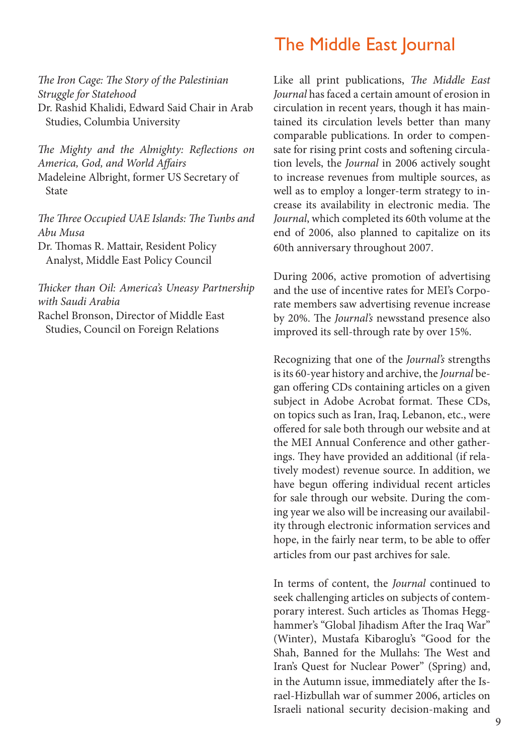*The Iron Cage: The Story of the Palestinian Struggle for Statehood*
Dr. Rashid Khalidi, Edward Said Chair in Arab Studies, Columbia University

*The Mighty and the Almighty: Reflections on America, God, and World Affairs*
Madeleine Albright, former US Secretary of State

*The Three Occupied UAE Islands: The Tunbs and Abu Musa*
Dr. Thomas R. Mattair, Resident Policy Analyst, Middle East Policy Council

*Thicker than Oil: America's Uneasy Partnership with Saudi Arabia*
Rachel Bronson, Director of Middle East Studies, Council on Foreign Relations

## The Middle East Journal

Like all print publications, *The Middle East Journal* has faced a certain amount of erosion in circulation in recent years, though it has maintained its circulation levels better than many comparable publications. In order to compensate for rising print costs and softening circulation levels, the *Journal* in 2006 actively sought to increase revenues from multiple sources, as well as to employ a longer-term strategy to increase its availability in electronic media. The *Journal*, which completed its 60th volume at the end of 2006, also planned to capitalize on its 60th anniversary throughout 2007.

During 2006, active promotion of advertising and the use of incentive rates for MEI's Corporate members saw advertising revenue increase by 20%. The *Journal's* newsstand presence also improved its sell-through rate by over 15%.

Recognizing that one of the *Journal's* strengths is its 60-year history and archive, the *Journal* began offering CDs containing articles on a given subject in Adobe Acrobat format. These CDs, on topics such as Iran, Iraq, Lebanon, etc., were offered for sale both through our website and at the MEI Annual Conference and other gatherings. They have provided an additional (if relatively modest) revenue source. In addition, we have begun offering individual recent articles for sale through our website. During the coming year we also will be increasing our availability through electronic information services and hope, in the fairly near term, to be able to offer articles from our past archives for sale.

In terms of content, the *Journal* continued to seek challenging articles on subjects of contemporary interest. Such articles as Thomas Hegghammer's "Global Jihadism After the Iraq War" (Winter), Mustafa Kibaroglu's "Good for the Shah, Banned for the Mullahs: The West and Iran's Quest for Nuclear Power" (Spring) and, in the Autumn issue, immediately after the Israel-Hizbullah war of summer 2006, articles on Israeli national security decision-making and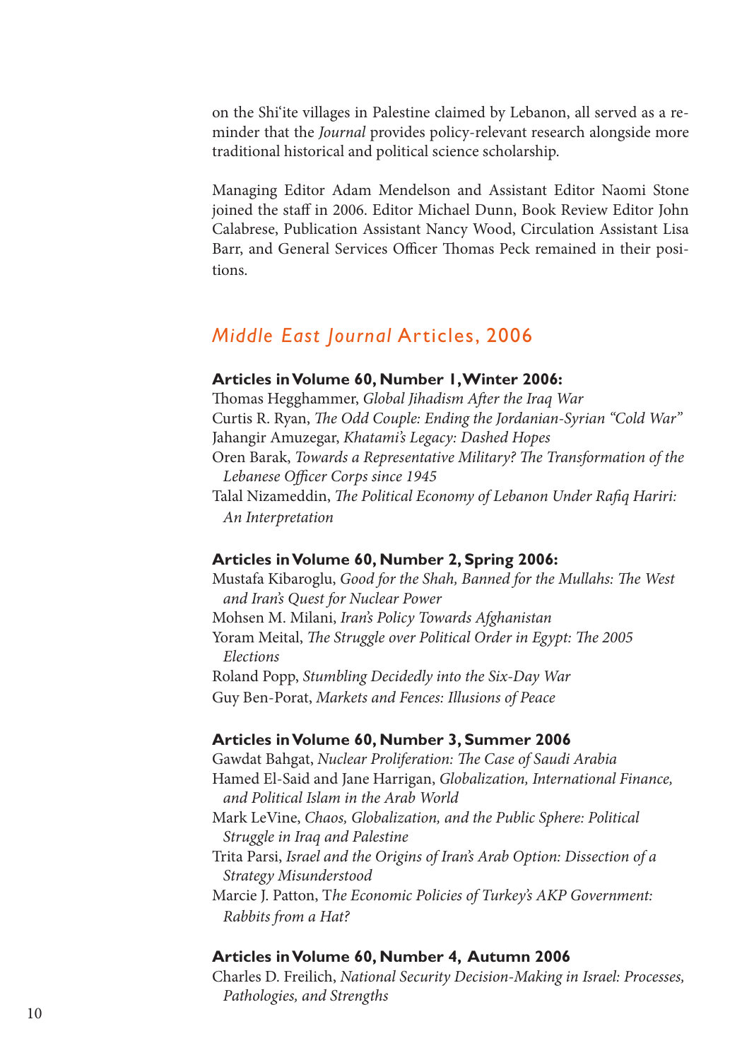on the Shi'ite villages in Palestine claimed by Lebanon, all served as a reminder that the *Journal* provides policy-relevant research alongside more traditional historical and political science scholarship.

Managing Editor Adam Mendelson and Assistant Editor Naomi Stone joined the staff in 2006. Editor Michael Dunn, Book Review Editor John Calabrese, Publication Assistant Nancy Wood, Circulation Assistant Lisa Barr, and General Services Officer Thomas Peck remained in their positions.

## *Middle East Journal* Articles, 2006

**Articles in Volume 60, Number 1, Winter 2006:**

Thomas Hegghammer, *Global Jihadism After the Iraq War*
Curtis R. Ryan, *The Odd Couple: Ending the Jordanian-Syrian "Cold War"*
Jahangir Amuzegar, *Khatami's Legacy: Dashed Hopes*
Oren Barak, *Towards a Representative Military? The Transformation of the Lebanese Officer Corps since 1945*
Talal Nizameddin, *The Political Economy of Lebanon Under Rafiq Hariri: An Interpretation*

**Articles in Volume 60, Number 2, Spring 2006:**

Mustafa Kibaroglu, *Good for the Shah, Banned for the Mullahs: The West and Iran's Quest for Nuclear Power*
Mohsen M. Milani, *Iran's Policy Towards Afghanistan*
Yoram Meital, *The Struggle over Political Order in Egypt: The 2005 Elections*
Roland Popp, *Stumbling Decidedly into the Six-Day War*
Guy Ben-Porat, *Markets and Fences: Illusions of Peace*

**Articles in Volume 60, Number 3, Summer 2006**

Gawdat Bahgat, *Nuclear Proliferation: The Case of Saudi Arabia*
Hamed El-Said and Jane Harrigan, *Globalization, International Finance, and Political Islam in the Arab World*
Mark LeVine, *Chaos, Globalization, and the Public Sphere: Political Struggle in Iraq and Palestine*
Trita Parsi, *Israel and the Origins of Iran's Arab Option: Dissection of a Strategy Misunderstood*
Marcie J. Patton, T*he Economic Policies of Turkey's AKP Government: Rabbits from a Hat?*

**Articles in Volume 60, Number 4, Autumn 2006**

Charles D. Freilich, *National Security Decision-Making in Israel: Processes, Pathologies, and Strengths*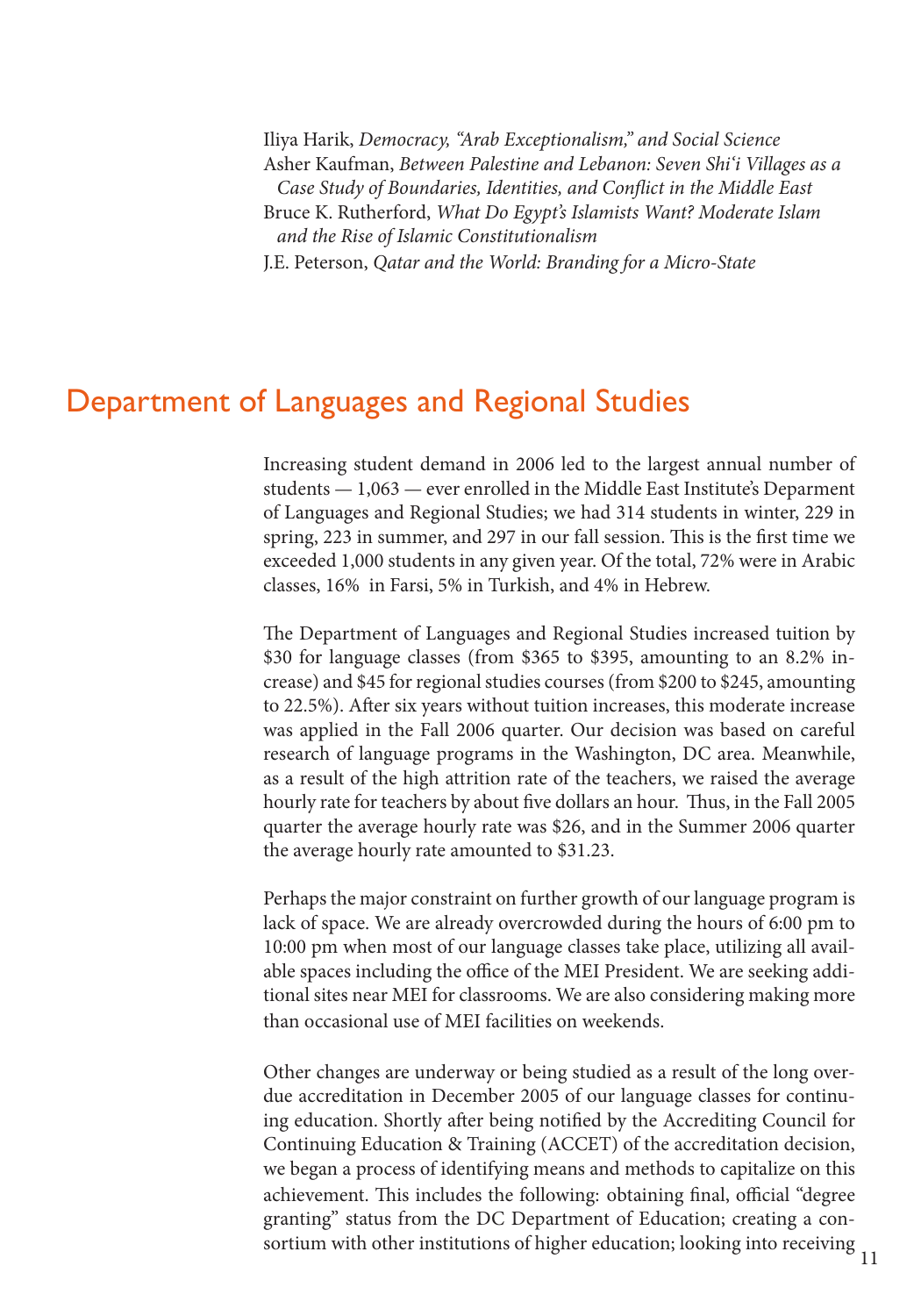Iliya Harik, *Democracy, "Arab Exceptionalism," and Social Science*
Asher Kaufman, *Between Palestine and Lebanon: Seven Shi'i Villages as a Case Study of Boundaries, Identities, and Conflict in the Middle East*
Bruce K. Rutherford, *What Do Egypt's Islamists Want? Moderate Islam and the Rise of Islamic Constitutionalism*
J.E. Peterson, *Qatar and the World: Branding for a Micro-State*

## Department of Languages and Regional Studies

Increasing student demand in 2006 led to the largest annual number of students — 1,063 — ever enrolled in the Middle East Institute's Department of Languages and Regional Studies; we had 314 students in winter, 229 in spring, 223 in summer, and 297 in our fall session. This is the first time we exceeded 1,000 students in any given year. Of the total, 72% were in Arabic classes, 16% in Farsi, 5% in Turkish, and 4% in Hebrew.

The Department of Languages and Regional Studies increased tuition by $30 for language classes (from $365 to $395, amounting to an 8.2% increase) and $45 for regional studies courses (from $200 to $245, amounting to 22.5%). After six years without tuition increases, this moderate increase was applied in the Fall 2006 quarter. Our decision was based on careful research of language programs in the Washington, DC area. Meanwhile, as a result of the high attrition rate of the teachers, we raised the average hourly rate for teachers by about five dollars an hour. Thus, in the Fall 2005 quarter the average hourly rate was $26, and in the Summer 2006 quarter the average hourly rate amounted to $31.23.

Perhaps the major constraint on further growth of our language program is lack of space. We are already overcrowded during the hours of 6:00 pm to 10:00 pm when most of our language classes take place, utilizing all available spaces including the office of the MEI President. We are seeking additional sites near MEI for classrooms. We are also considering making more than occasional use of MEI facilities on weekends.

Other changes are underway or being studied as a result of the long overdue accreditation in December 2005 of our language classes for continuing education. Shortly after being notified by the Accrediting Council for Continuing Education & Training (ACCET) of the accreditation decision, we began a process of identifying means and methods to capitalize on this achievement. This includes the following: obtaining final, official "degree granting" status from the DC Department of Education; creating a consortium with other institutions of higher education; looking into receiving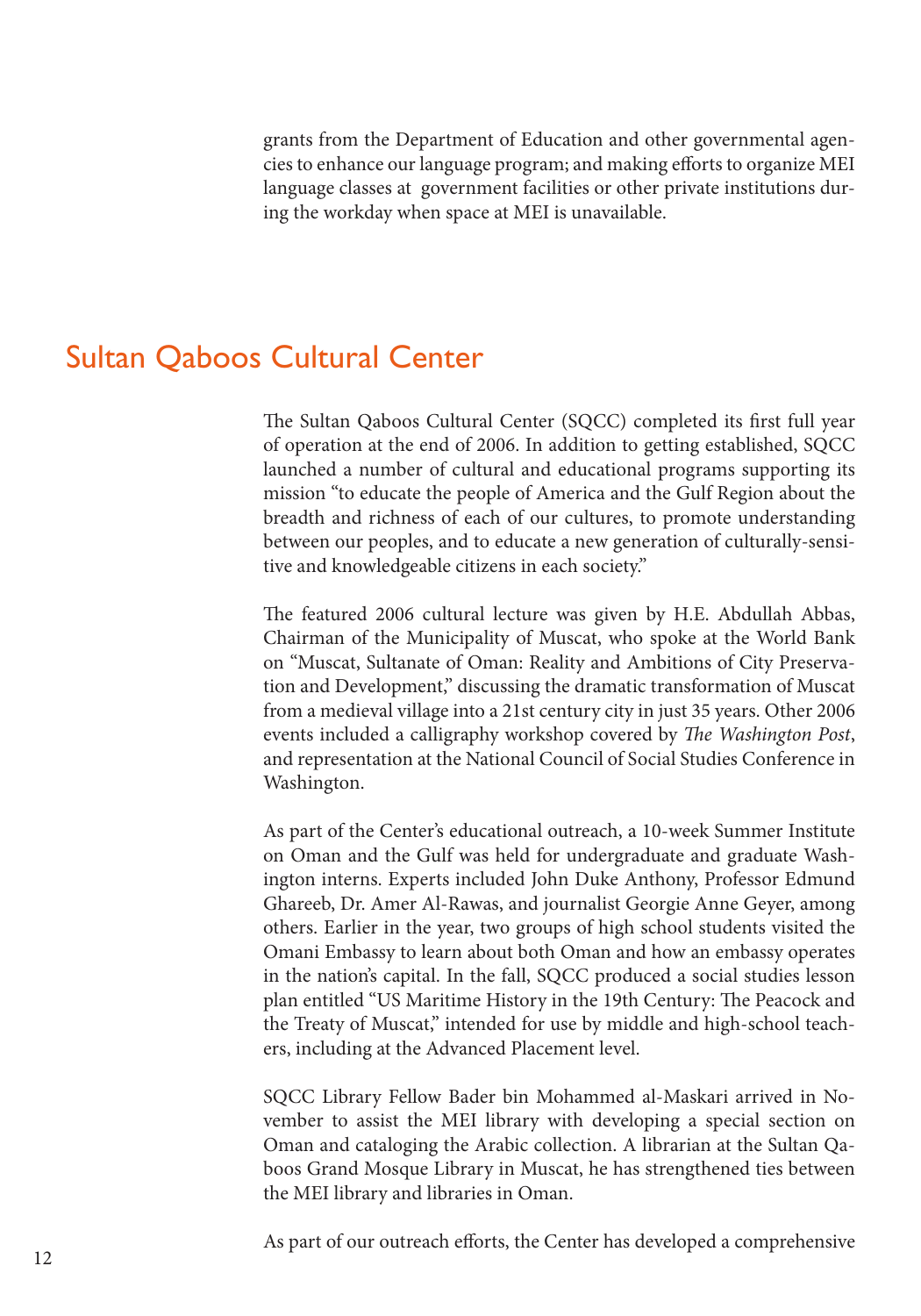grants from the Department of Education and other governmental agencies to enhance our language program; and making efforts to organize MEI language classes at government facilities or other private institutions during the workday when space at MEI is unavailable.

## Sultan Qaboos Cultural Center

The Sultan Qaboos Cultural Center (SQCC) completed its first full year of operation at the end of 2006. In addition to getting established, SQCC launched a number of cultural and educational programs supporting its mission "to educate the people of America and the Gulf Region about the breadth and richness of each of our cultures, to promote understanding between our peoples, and to educate a new generation of culturally-sensitive and knowledgeable citizens in each society."

The featured 2006 cultural lecture was given by H.E. Abdullah Abbas, Chairman of the Municipality of Muscat, who spoke at the World Bank on "Muscat, Sultanate of Oman: Reality and Ambitions of City Preservation and Development," discussing the dramatic transformation of Muscat from a medieval village into a 21st century city in just 35 years. Other 2006 events included a calligraphy workshop covered by *The Washington Post*, and representation at the National Council of Social Studies Conference in Washington.

As part of the Center's educational outreach, a 10-week Summer Institute on Oman and the Gulf was held for undergraduate and graduate Washington interns. Experts included John Duke Anthony, Professor Edmund Ghareeb, Dr. Amer Al-Rawas, and journalist Georgie Anne Geyer, among others. Earlier in the year, two groups of high school students visited the Omani Embassy to learn about both Oman and how an embassy operates in the nation's capital. In the fall, SQCC produced a social studies lesson plan entitled "US Maritime History in the 19th Century: The Peacock and the Treaty of Muscat," intended for use by middle and high-school teachers, including at the Advanced Placement level.

SQCC Library Fellow Bader bin Mohammed al-Maskari arrived in November to assist the MEI library with developing a special section on Oman and cataloging the Arabic collection. A librarian at the Sultan Qaboos Grand Mosque Library in Muscat, he has strengthened ties between the MEI library and libraries in Oman.

As part of our outreach efforts, the Center has developed a comprehensive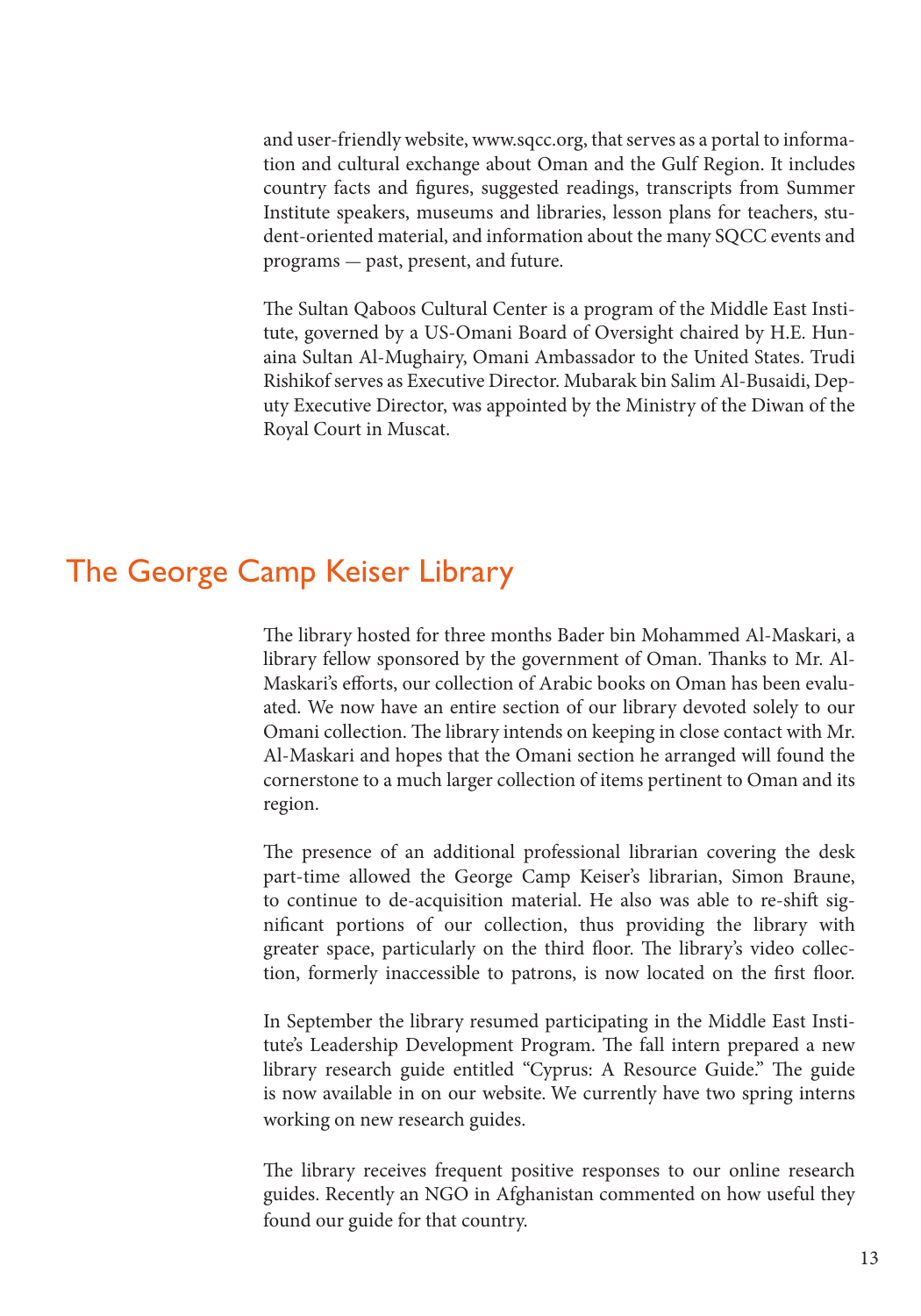and user-friendly website, www.sqcc.org, that serves as a portal to information and cultural exchange about Oman and the Gulf Region. It includes country facts and figures, suggested readings, transcripts from Summer Institute speakers, museums and libraries, lesson plans for teachers, student-oriented material, and information about the many SQCC events and programs — past, present, and future.

The Sultan Qaboos Cultural Center is a program of the Middle East Institute, governed by a US-Omani Board of Oversight chaired by H.E. Hunaina Sultan Al-Mughairy, Omani Ambassador to the United States. Trudi Rishikof serves as Executive Director. Mubarak bin Salim Al-Busaidi, Deputy Executive Director, was appointed by the Ministry of the Diwan of the Royal Court in Muscat.

## The George Camp Keiser Library

The library hosted for three months Bader bin Mohammed Al-Maskari, a library fellow sponsored by the government of Oman. Thanks to Mr. Al-Maskari's efforts, our collection of Arabic books on Oman has been evaluated. We now have an entire section of our library devoted solely to our Omani collection. The library intends on keeping in close contact with Mr. Al-Maskari and hopes that the Omani section he arranged will found the cornerstone to a much larger collection of items pertinent to Oman and its region.

The presence of an additional professional librarian covering the desk part-time allowed the George Camp Keiser's librarian, Simon Braune, to continue to de-acquisition material. He also was able to re-shift significant portions of our collection, thus providing the library with greater space, particularly on the third floor. The library's video collection, formerly inaccessible to patrons, is now located on the first floor.

In September the library resumed participating in the Middle East Institute's Leadership Development Program. The fall intern prepared a new library research guide entitled "Cyprus: A Resource Guide." The guide is now available in on our website. We currently have two spring interns working on new research guides.

The library receives frequent positive responses to our online research guides. Recently an NGO in Afghanistan commented on how useful they found our guide for that country.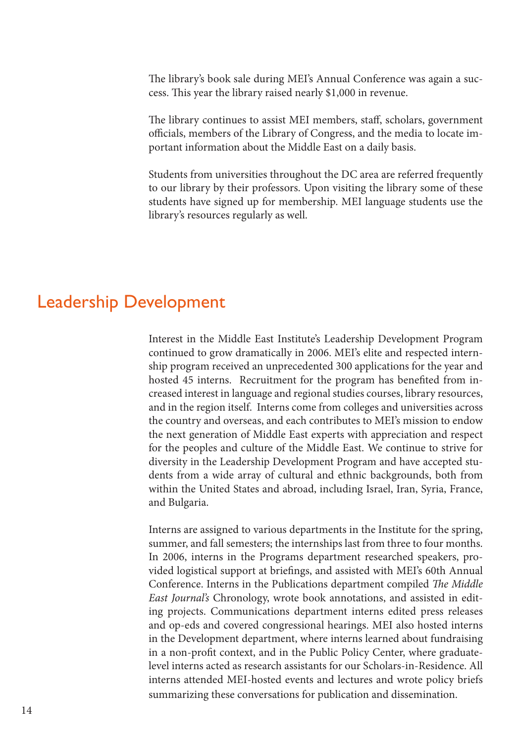The library's book sale during MEI's Annual Conference was again a success. This year the library raised nearly $1,000 in revenue.

The library continues to assist MEI members, staff, scholars, government officials, members of the Library of Congress, and the media to locate important information about the Middle East on a daily basis.

Students from universities throughout the DC area are referred frequently to our library by their professors. Upon visiting the library some of these students have signed up for membership. MEI language students use the library's resources regularly as well.

# Leadership Development

Interest in the Middle East Institute's Leadership Development Program continued to grow dramatically in 2006. MEI's elite and respected internship program received an unprecedented 300 applications for the year and hosted 45 interns. Recruitment for the program has benefited from increased interest in language and regional studies courses, library resources, and in the region itself. Interns come from colleges and universities across the country and overseas, and each contributes to MEI's mission to endow the next generation of Middle East experts with appreciation and respect for the peoples and culture of the Middle East. We continue to strive for diversity in the Leadership Development Program and have accepted students from a wide array of cultural and ethnic backgrounds, both from within the United States and abroad, including Israel, Iran, Syria, France, and Bulgaria.

Interns are assigned to various departments in the Institute for the spring, summer, and fall semesters; the internships last from three to four months. In 2006, interns in the Programs department researched speakers, provided logistical support at briefings, and assisted with MEI's 60th Annual Conference. Interns in the Publications department compiled *The Middle East Journal's* Chronology, wrote book annotations, and assisted in editing projects. Communications department interns edited press releases and op-eds and covered congressional hearings. MEI also hosted interns in the Development department, where interns learned about fundraising in a non-profit context, and in the Public Policy Center, where graduate-level interns acted as research assistants for our Scholars-in-Residence. All interns attended MEI-hosted events and lectures and wrote policy briefs summarizing these conversations for publication and dissemination.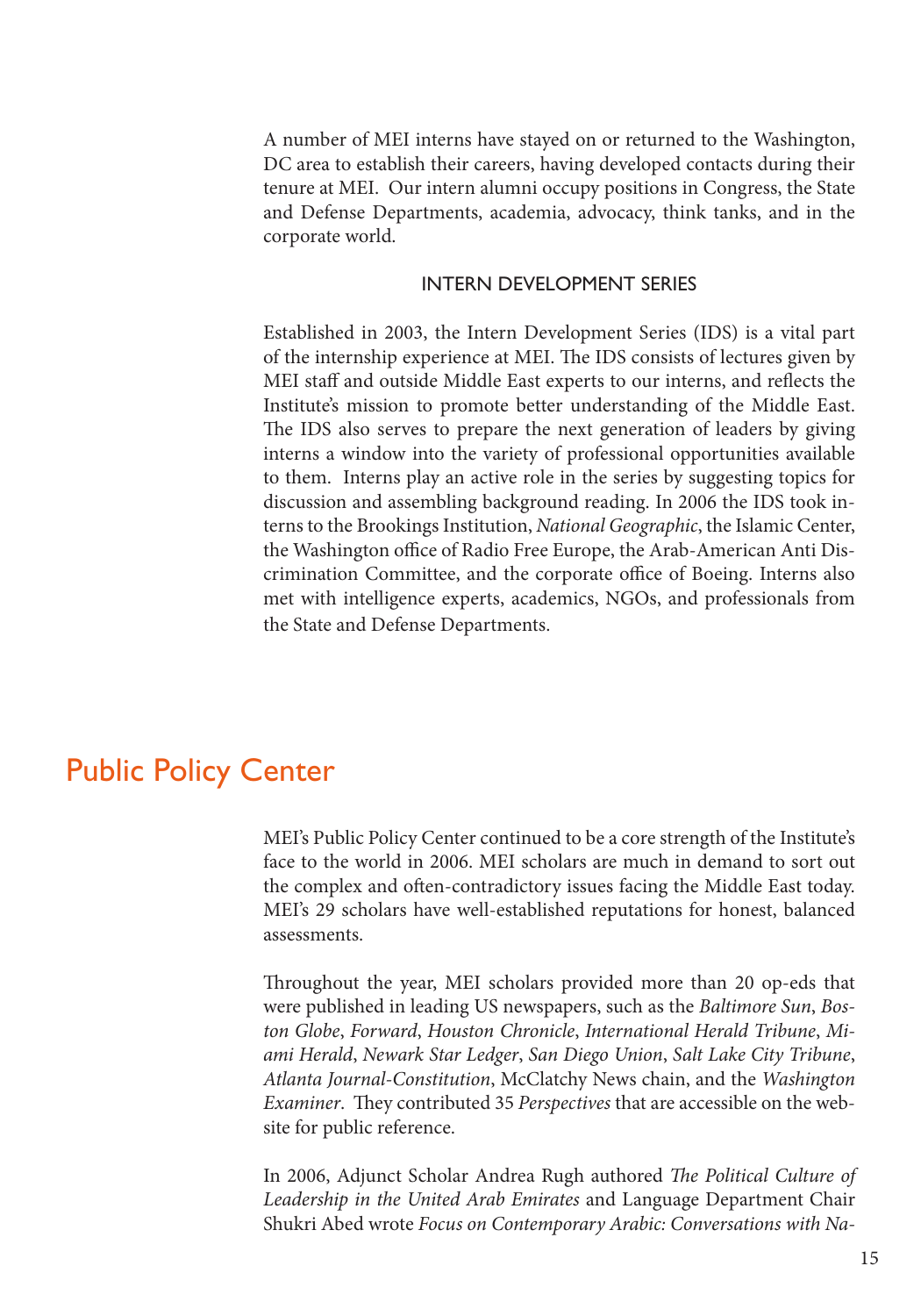A number of MEI interns have stayed on or returned to the Washington, DC area to establish their careers, having developed contacts during their tenure at MEI. Our intern alumni occupy positions in Congress, the State and Defense Departments, academia, advocacy, think tanks, and in the corporate world.

### INTERN DEVELOPMENT SERIES

Established in 2003, the Intern Development Series (IDS) is a vital part of the internship experience at MEI. The IDS consists of lectures given by MEI staff and outside Middle East experts to our interns, and reflects the Institute's mission to promote better understanding of the Middle East. The IDS also serves to prepare the next generation of leaders by giving interns a window into the variety of professional opportunities available to them. Interns play an active role in the series by suggesting topics for discussion and assembling background reading. In 2006 the IDS took interns to the Brookings Institution, *National Geographic*, the Islamic Center, the Washington office of Radio Free Europe, the Arab-American Anti Discrimination Committee, and the corporate office of Boeing. Interns also met with intelligence experts, academics, NGOs, and professionals from the State and Defense Departments.

## Public Policy Center

MEI's Public Policy Center continued to be a core strength of the Institute's face to the world in 2006. MEI scholars are much in demand to sort out the complex and often-contradictory issues facing the Middle East today. MEI's 29 scholars have well-established reputations for honest, balanced assessments.

Throughout the year, MEI scholars provided more than 20 op-eds that were published in leading US newspapers, such as the *Baltimore Sun*, *Boston Globe*, *Forward*, *Houston Chronicle*, *International Herald Tribune*, *Miami Herald*, *Newark Star Ledger*, *San Diego Union*, *Salt Lake City Tribune*, *Atlanta Journal-Constitution*, McClatchy News chain, and the *Washington Examiner*. They contributed 35 *Perspectives* that are accessible on the website for public reference.

In 2006, Adjunct Scholar Andrea Rugh authored *The Political Culture of Leadership in the United Arab Emirates* and Language Department Chair Shukri Abed wrote *Focus on Contemporary Arabic: Conversations with Na-*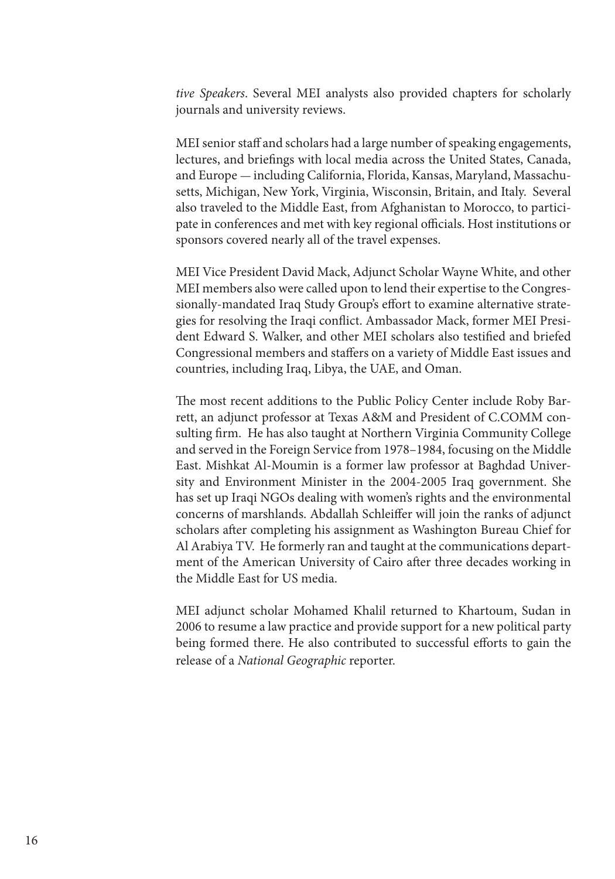*tive Speakers*. Several MEI analysts also provided chapters for scholarly journals and university reviews.

MEI senior staff and scholars had a large number of speaking engagements, lectures, and briefings with local media across the United States, Canada, and Europe — including California, Florida, Kansas, Maryland, Massachusetts, Michigan, New York, Virginia, Wisconsin, Britain, and Italy. Several also traveled to the Middle East, from Afghanistan to Morocco, to participate in conferences and met with key regional officials. Host institutions or sponsors covered nearly all of the travel expenses.

MEI Vice President David Mack, Adjunct Scholar Wayne White, and other MEI members also were called upon to lend their expertise to the Congressionally-mandated Iraq Study Group's effort to examine alternative strategies for resolving the Iraqi conflict. Ambassador Mack, former MEI President Edward S. Walker, and other MEI scholars also testified and briefed Congressional members and staffers on a variety of Middle East issues and countries, including Iraq, Libya, the UAE, and Oman.

The most recent additions to the Public Policy Center include Roby Barrett, an adjunct professor at Texas A&M and President of C.COMM consulting firm. He has also taught at Northern Virginia Community College and served in the Foreign Service from 1978–1984, focusing on the Middle East. Mishkat Al-Moumin is a former law professor at Baghdad University and Environment Minister in the 2004-2005 Iraq government. She has set up Iraqi NGOs dealing with women's rights and the environmental concerns of marshlands. Abdallah Schleiffer will join the ranks of adjunct scholars after completing his assignment as Washington Bureau Chief for Al Arabiya TV. He formerly ran and taught at the communications department of the American University of Cairo after three decades working in the Middle East for US media.

MEI adjunct scholar Mohamed Khalil returned to Khartoum, Sudan in 2006 to resume a law practice and provide support for a new political party being formed there. He also contributed to successful efforts to gain the release of a *National Geographic* reporter.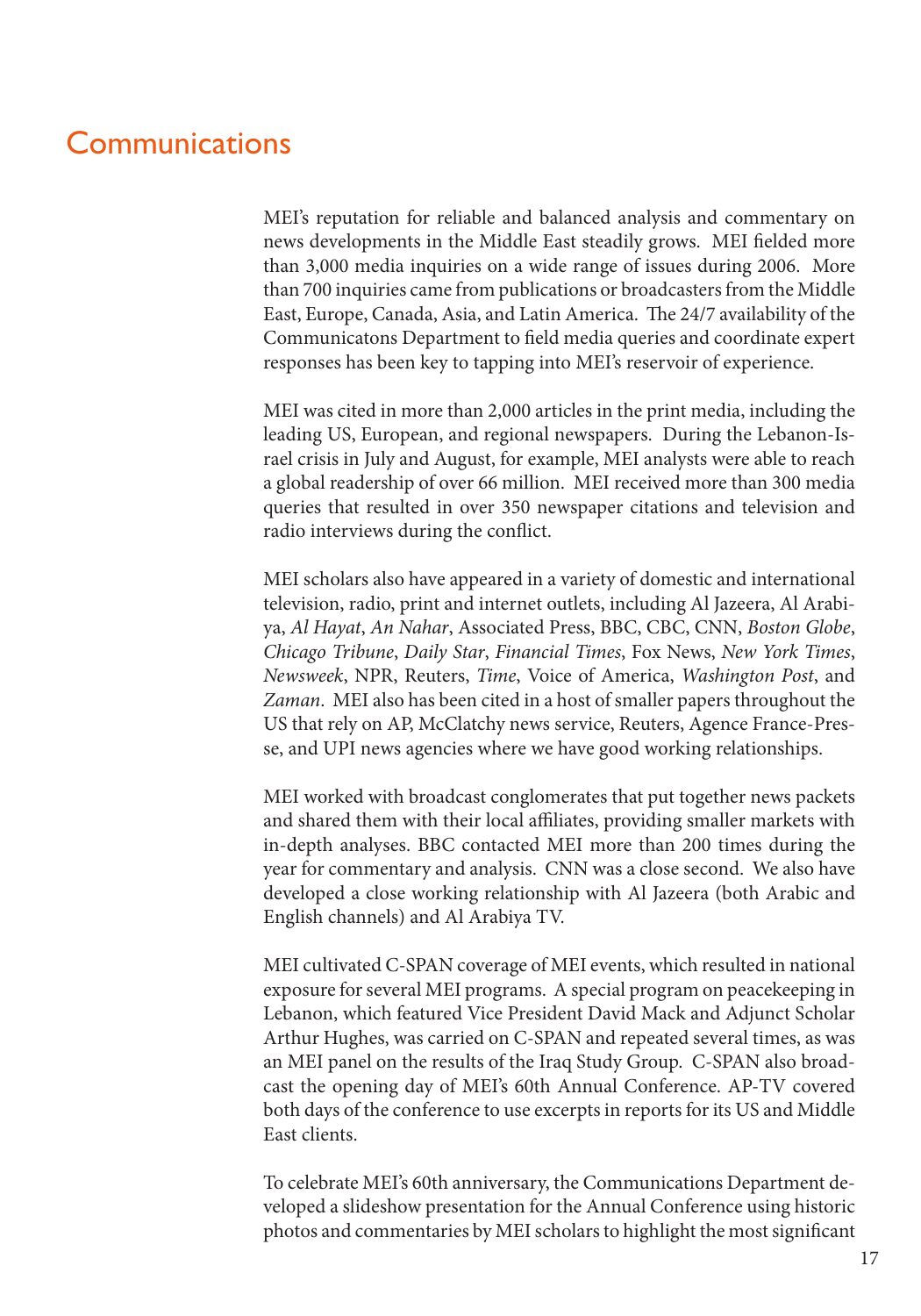# Communications

MEI's reputation for reliable and balanced analysis and commentary on news developments in the Middle East steadily grows. MEI fielded more than 3,000 media inquiries on a wide range of issues during 2006. More than 700 inquiries came from publications or broadcasters from the Middle East, Europe, Canada, Asia, and Latin America. The 24/7 availability of the Communicatons Department to field media queries and coordinate expert responses has been key to tapping into MEI's reservoir of experience.

MEI was cited in more than 2,000 articles in the print media, including the leading US, European, and regional newspapers. During the Lebanon-Israel crisis in July and August, for example, MEI analysts were able to reach a global readership of over 66 million. MEI received more than 300 media queries that resulted in over 350 newspaper citations and television and radio interviews during the conflict.

MEI scholars also have appeared in a variety of domestic and international television, radio, print and internet outlets, including Al Jazeera, Al Arabiya, *Al Hayat*, *An Nahar*, Associated Press, BBC, CBC, CNN, *Boston Globe*, *Chicago Tribune*, *Daily Star*, *Financial Times*, Fox News, *New York Times*, *Newsweek*, NPR, Reuters, *Time*, Voice of America, *Washington Post*, and *Zaman*. MEI also has been cited in a host of smaller papers throughout the US that rely on AP, McClatchy news service, Reuters, Agence France-Presse, and UPI news agencies where we have good working relationships.

MEI worked with broadcast conglomerates that put together news packets and shared them with their local affiliates, providing smaller markets with in-depth analyses. BBC contacted MEI more than 200 times during the year for commentary and analysis. CNN was a close second. We also have developed a close working relationship with Al Jazeera (both Arabic and English channels) and Al Arabiya TV.

MEI cultivated C-SPAN coverage of MEI events, which resulted in national exposure for several MEI programs. A special program on peacekeeping in Lebanon, which featured Vice President David Mack and Adjunct Scholar Arthur Hughes, was carried on C-SPAN and repeated several times, as was an MEI panel on the results of the Iraq Study Group. C-SPAN also broadcast the opening day of MEI's 60th Annual Conference. AP-TV covered both days of the conference to use excerpts in reports for its US and Middle East clients.

To celebrate MEI's 60th anniversary, the Communications Department developed a slideshow presentation for the Annual Conference using historic photos and commentaries by MEI scholars to highlight the most significant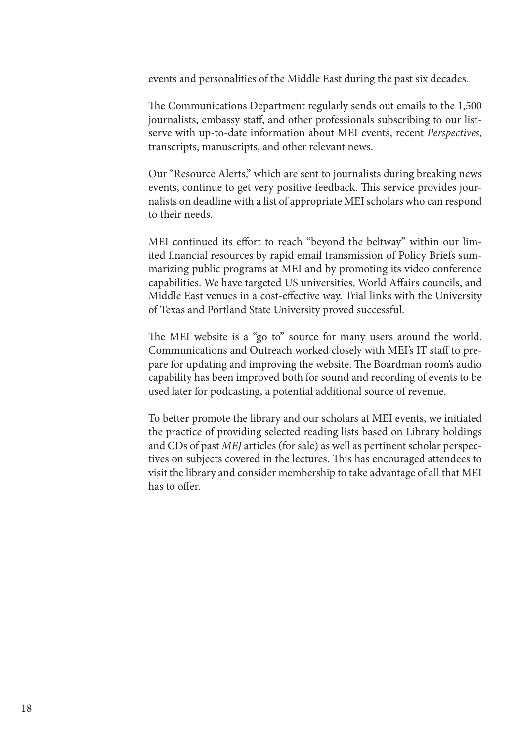events and personalities of the Middle East during the past six decades.

The Communications Department regularly sends out emails to the 1,500 journalists, embassy staff, and other professionals subscribing to our listserve with up-to-date information about MEI events, recent *Perspectives*, transcripts, manuscripts, and other relevant news.

Our "Resource Alerts," which are sent to journalists during breaking news events, continue to get very positive feedback. This service provides journalists on deadline with a list of appropriate MEI scholars who can respond to their needs.

MEI continued its effort to reach "beyond the beltway" within our limited financial resources by rapid email transmission of Policy Briefs summarizing public programs at MEI and by promoting its video conference capabilities. We have targeted US universities, World Affairs councils, and Middle East venues in a cost-effective way. Trial links with the University of Texas and Portland State University proved successful.

The MEI website is a "go to" source for many users around the world. Communications and Outreach worked closely with MEI's IT staff to prepare for updating and improving the website. The Boardman room's audio capability has been improved both for sound and recording of events to be used later for podcasting, a potential additional source of revenue.

To better promote the library and our scholars at MEI events, we initiated the practice of providing selected reading lists based on Library holdings and CDs of past *MEJ* articles (for sale) as well as pertinent scholar perspectives on subjects covered in the lectures. This has encouraged attendees to visit the library and consider membership to take advantage of all that MEI has to offer.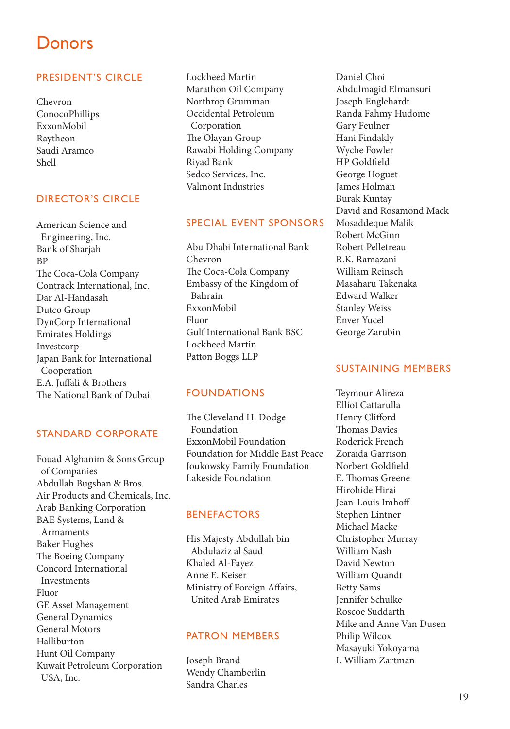# Donors

## PRESIDENT'S CIRCLE

Chevron
ConocoPhillips
ExxonMobil
Raytheon
Saudi Aramco
Shell

## DIRECTOR'S CIRCLE

American Science and Engineering, Inc.
Bank of Sharjah
BP
The Coca-Cola Company
Contrack International, Inc.
Dar Al-Handasah
Dutco Group
DynCorp International
Emirates Holdings
Investcorp
Japan Bank for International Cooperation
E.A. Juffali & Brothers
The National Bank of Dubai

## STANDARD CORPORATE

Fouad Alghanim & Sons Group of Companies
Abdullah Bugshan & Bros.
Air Products and Chemicals, Inc.
Arab Banking Corporation
BAE Systems, Land & Armaments
Baker Hughes
The Boeing Company
Concord International Investments
Fluor
GE Asset Management
General Dynamics
General Motors
Halliburton
Hunt Oil Company
Kuwait Petroleum Corporation USA, Inc.
Lockheed Martin
Marathon Oil Company
Northrop Grumman
Occidental Petroleum Corporation
The Olayan Group
Rawabi Holding Company
Riyad Bank
Sedco Services, Inc.
Valmont Industries

## SPECIAL EVENT SPONSORS

Abu Dhabi International Bank
Chevron
The Coca-Cola Company
Embassy of the Kingdom of Bahrain
ExxonMobil
Fluor
Gulf International Bank BSC
Lockheed Martin
Patton Boggs LLP

## FOUNDATIONS

The Cleveland H. Dodge Foundation
ExxonMobil Foundation
Foundation for Middle East Peace
Joukowsky Family Foundation
Lakeside Foundation

## BENEFACTORS

His Majesty Abdullah bin Abdulaziz al Saud
Khaled Al-Fayez
Anne E. Keiser
Ministry of Foreign Affairs, United Arab Emirates

## PATRON MEMBERS

Joseph Brand
Wendy Chamberlin
Sandra Charles
Daniel Choi
Abdulmagid Elmansuri
Joseph Englehardt
Randa Fahmy Hudome
Gary Feulner
Hani Findakly
Wyche Fowler
HP Goldfield
George Hoguet
James Holman
Burak Kuntay
David and Rosamond Mack
Mosaddeque Malik
Robert McGinn
Robert Pelletreau
R.K. Ramazani
William Reinsch
Masaharu Takenaka
Edward Walker
Stanley Weiss
Enver Yucel
George Zarubin

## SUSTAINING MEMBERS

Teymour Alireza
Elliot Cattarulla
Henry Clifford
Thomas Davies
Roderick French
Zoraida Garrison
Norbert Goldfield
E. Thomas Greene
Hirohide Hirai
Jean-Louis Imhoff
Stephen Lintner
Michael Macke
Christopher Murray
William Nash
David Newton
William Quandt
Betty Sams
Jennifer Schulke
Roscoe Suddarth
Mike and Anne Van Dusen
Philip Wilcox
Masayuki Yokoyama
I. William Zartman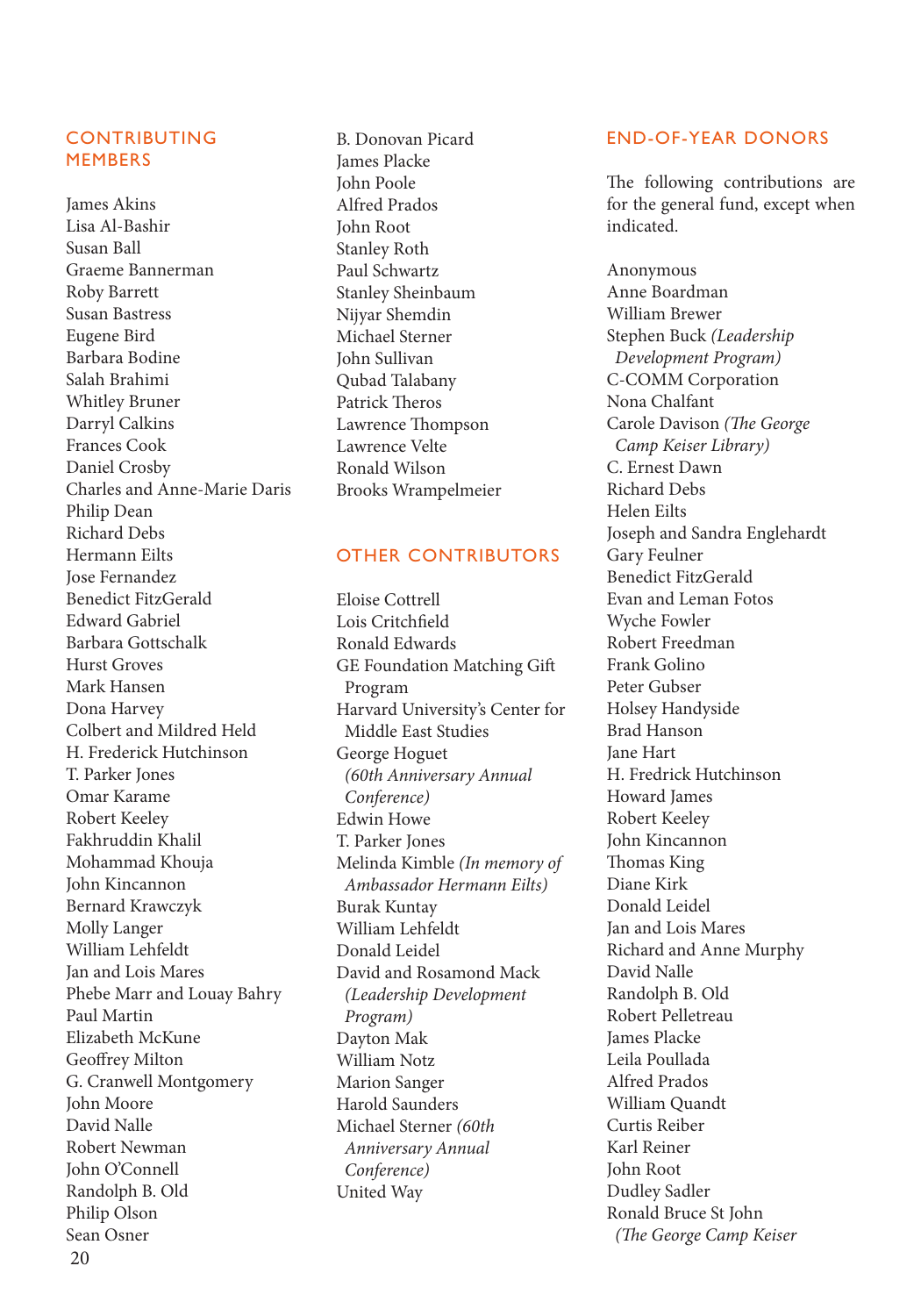## CONTRIBUTING MEMBERS

James Akins
Lisa Al-Bashir
Susan Ball
Graeme Bannerman
Roby Barrett
Susan Bastress
Eugene Bird
Barbara Bodine
Salah Brahimi
Whitley Bruner
Darryl Calkins
Frances Cook
Daniel Crosby
Charles and Anne-Marie Daris
Philip Dean
Richard Debs
Hermann Eilts
Jose Fernandez
Benedict FitzGerald
Edward Gabriel
Barbara Gottschalk
Hurst Groves
Mark Hansen
Dona Harvey
Colbert and Mildred Held
H. Frederick Hutchinson
T. Parker Jones
Omar Karame
Robert Keeley
Fakhruddin Khalil
Mohammad Khouja
John Kincannon
Bernard Krawczyk
Molly Langer
William Lehfeldt
Jan and Lois Mares
Phebe Marr and Louay Bahry
Paul Martin
Elizabeth McKune
Geoffrey Milton
G. Cranwell Montgomery
John Moore
David Nalle
Robert Newman
John O'Connell
Randolph B. Old
Philip Olson
Sean Osner
B. Donovan Picard
James Placke
John Poole
Alfred Prados
John Root
Stanley Roth
Paul Schwartz
Stanley Sheinbaum
Nijyar Shemdin
Michael Sterner
John Sullivan
Qubad Talabany
Patrick Theros
Lawrence Thompson
Lawrence Velte
Ronald Wilson
Brooks Wrampelmeier

## OTHER CONTRIBUTORS

Eloise Cottrell
Lois Critchfield
Ronald Edwards
GE Foundation Matching Gift Program
Harvard University's Center for Middle East Studies
George Hoguet *(60th Anniversary Annual Conference)*
Edwin Howe
T. Parker Jones
Melinda Kimble *(In memory of Ambassador Hermann Eilts)*
Burak Kuntay
William Lehfeldt
Donald Leidel
David and Rosamond Mack *(Leadership Development Program)*
Dayton Mak
William Notz
Marion Sanger
Harold Saunders
Michael Sterner *(60th Anniversary Annual Conference)*
United Way

## END-OF-YEAR DONORS

The following contributions are for the general fund, except when indicated.

Anonymous
Anne Boardman
William Brewer
Stephen Buck *(Leadership Development Program)*
C-COMM Corporation
Nona Chalfant
Carole Davison *(The George Camp Keiser Library)*
C. Ernest Dawn
Richard Debs
Helen Eilts
Joseph and Sandra Englehardt
Gary Feulner
Benedict FitzGerald
Evan and Leman Fotos
Wyche Fowler
Robert Freedman
Frank Golino
Peter Gubser
Holsey Handyside
Brad Hanson
Jane Hart
H. Fredrick Hutchinson
Howard James
Robert Keeley
John Kincannon
Thomas King
Diane Kirk
Donald Leidel
Jan and Lois Mares
Richard and Anne Murphy
David Nalle
Randolph B. Old
Robert Pelletreau
James Placke
Leila Poullada
Alfred Prados
William Quandt
Curtis Reiber
Karl Reiner
John Root
Dudley Sadler
Ronald Bruce St John *(The George Camp Keiser*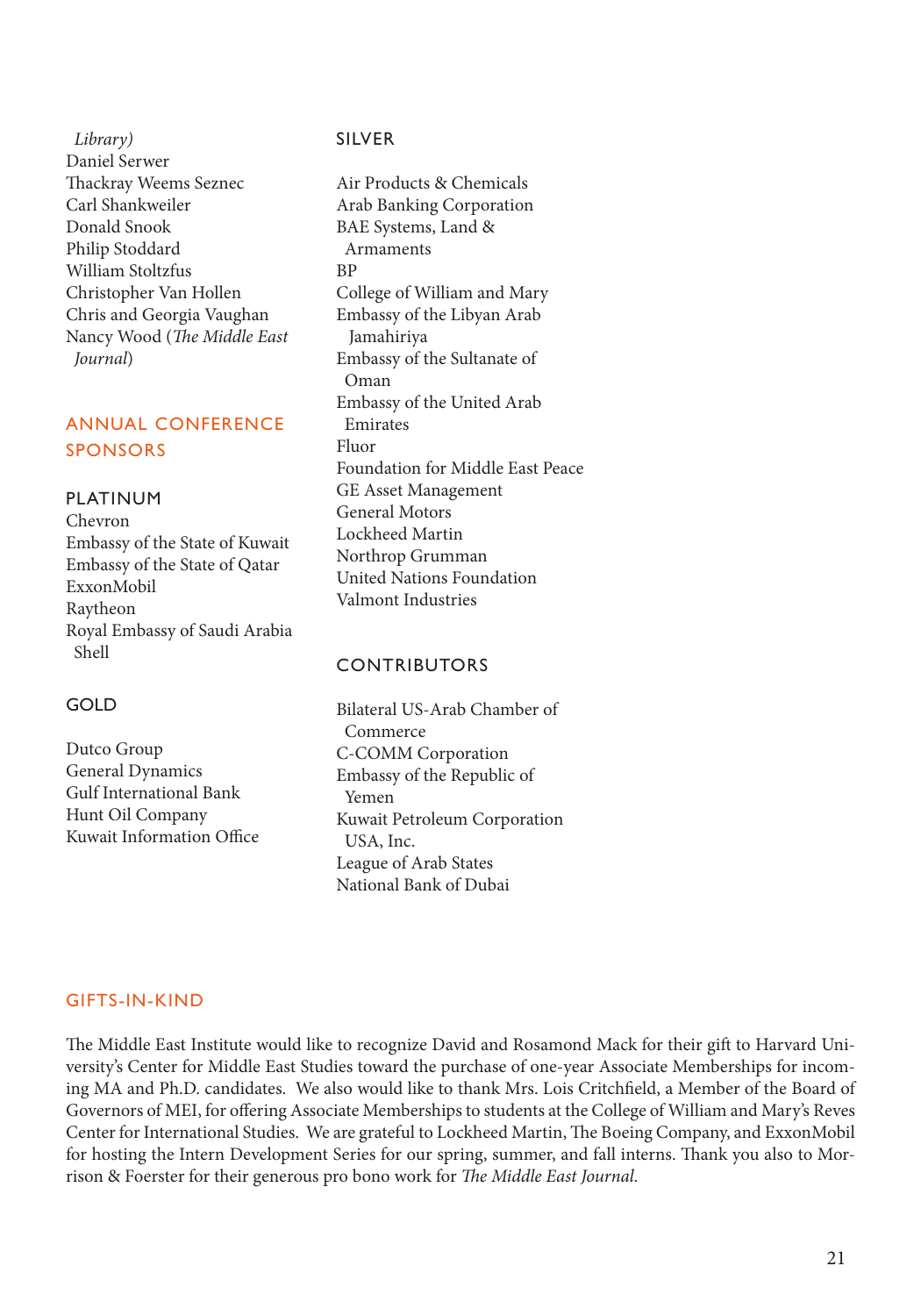Library)
Daniel Serwer
Thackray Weems Seznec
Carl Shankweiler
Donald Snook
Philip Stoddard
William Stoltzfus
Christopher Van Hollen
Chris and Georgia Vaughan
Nancy Wood (*The Middle East Journal*)

## ANNUAL CONFERENCE SPONSORS

### PLATINUM

Chevron
Embassy of the State of Kuwait
Embassy of the State of Qatar
ExxonMobil
Raytheon
Royal Embassy of Saudi Arabia
Shell

### GOLD

Dutco Group
General Dynamics
Gulf International Bank
Hunt Oil Company
Kuwait Information Office

### SILVER

Air Products & Chemicals
Arab Banking Corporation
BAE Systems, Land & Armaments
BP
College of William and Mary
Embassy of the Libyan Arab Jamahiriya
Embassy of the Sultanate of Oman
Embassy of the United Arab Emirates
Fluor
Foundation for Middle East Peace
GE Asset Management
General Motors
Lockheed Martin
Northrop Grumman
United Nations Foundation
Valmont Industries

### CONTRIBUTORS

Bilateral US-Arab Chamber of Commerce
C-COMM Corporation
Embassy of the Republic of Yemen
Kuwait Petroleum Corporation USA, Inc.
League of Arab States
National Bank of Dubai

## GIFTS-IN-KIND

The Middle East Institute would like to recognize David and Rosamond Mack for their gift to Harvard University's Center for Middle East Studies toward the purchase of one-year Associate Memberships for incoming MA and Ph.D. candidates. We also would like to thank Mrs. Lois Critchfield, a Member of the Board of Governors of MEI, for offering Associate Memberships to students at the College of William and Mary's Reves Center for International Studies. We are grateful to Lockheed Martin, The Boeing Company, and ExxonMobil for hosting the Intern Development Series for our spring, summer, and fall interns. Thank you also to Morrison & Foerster for their generous pro bono work for *The Middle East Journal*.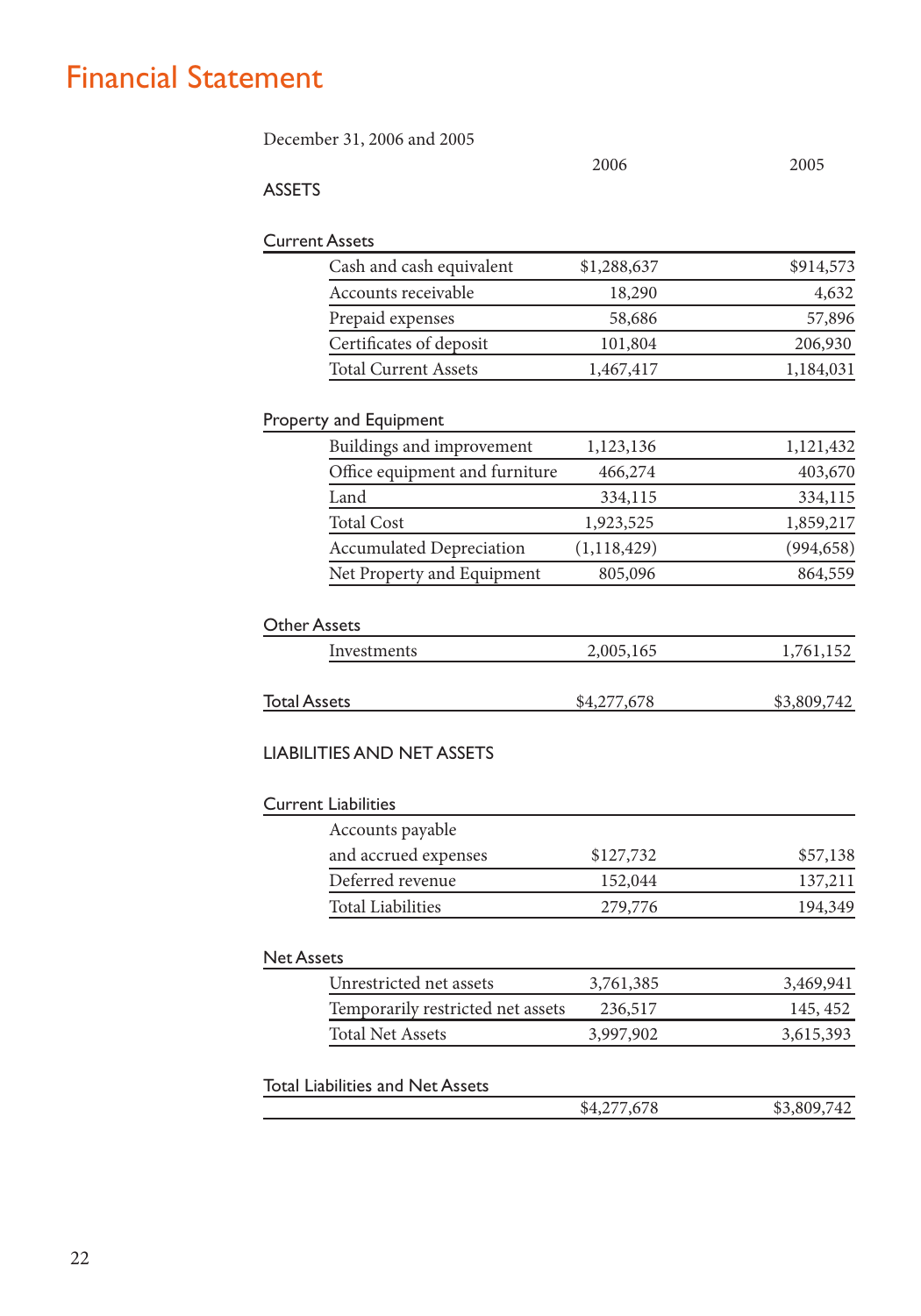# Financial Statement

December 31, 2006 and 2005

| | 2006 | 2005 |
|---|---|---|
| **ASSETS** | | |
| **Current Assets** | | |
| Cash and cash equivalent | $1,288,637 | $914,573 |
| Accounts receivable | 18,290 | 4,632 |
| Prepaid expenses | 58,686 | 57,896 |
| Certificates of deposit | 101,804 | 206,930 |
| Total Current Assets | 1,467,417 | 1,184,031 |
| **Property and Equipment** | | |
| Buildings and improvement | 1,123,136 | 1,121,432 |
| Office equipment and furniture | 466,274 | 403,670 |
| Land | 334,115 | 334,115 |
| Total Cost | 1,923,525 | 1,859,217 |
| Accumulated Depreciation | (1,118,429) | (994,658) |
| Net Property and Equipment | 805,096 | 864,559 |
| **Other Assets** | | |
| Investments | 2,005,165 | 1,761,152 |
| **Total Assets** | $4,277,678 | $3,809,742 |
| **LIABILITIES AND NET ASSETS** | | |
| **Current Liabilities** | | |
| Accounts payable and accrued expenses | $127,732 | $57,138 |
| Deferred revenue | 152,044 | 137,211 |
| Total Liabilities | 279,776 | 194,349 |
| **Net Assets** | | |
| Unrestricted net assets | 3,761,385 | 3,469,941 |
| Temporarily restricted net assets | 236,517 | 145, 452 |
| Total Net Assets | 3,997,902 | 3,615,393 |
| **Total Liabilities and Net Assets** | $4,277,678 | $3,809,742 |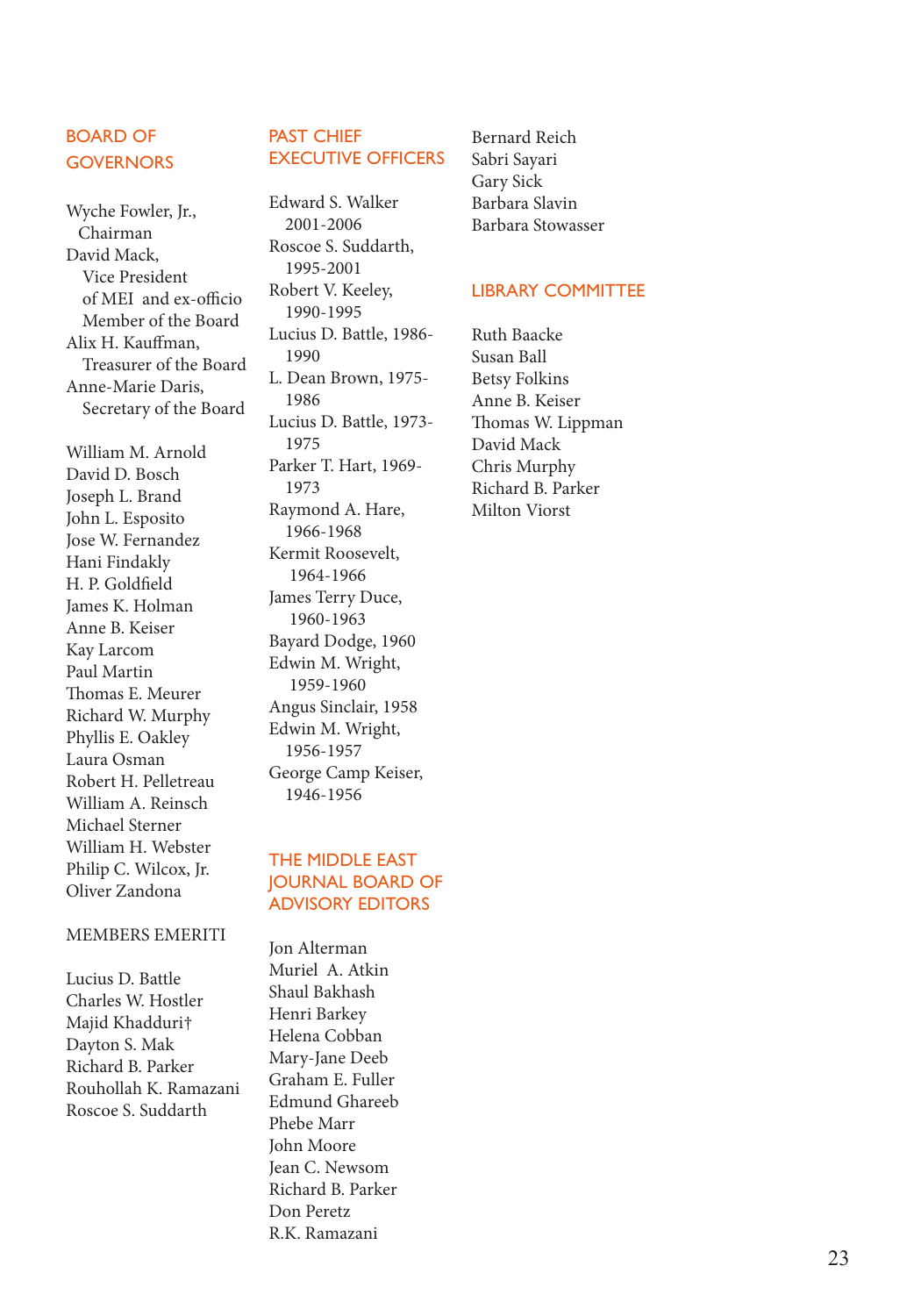## BOARD OF GOVERNORS

Wyche Fowler, Jr.,
Chairman
David Mack,
Vice President of MEI and ex-officio Member of the Board
Alix H. Kauffman,
Treasurer of the Board
Anne-Marie Daris,
Secretary of the Board

William M. Arnold
David D. Bosch
Joseph L. Brand
John L. Esposito
Jose W. Fernandez
Hani Findakly
H. P. Goldfield
James K. Holman
Anne B. Keiser
Kay Larcom
Paul Martin
Thomas E. Meurer
Richard W. Murphy
Phyllis E. Oakley
Laura Osman
Robert H. Pelletreau
William A. Reinsch
Michael Sterner
William H. Webster
Philip C. Wilcox, Jr.
Oliver Zandona

### MEMBERS EMERITI

Lucius D. Battle
Charles W. Hostler
Majid Khadduri†
Dayton S. Mak
Richard B. Parker
Rouhollah K. Ramazani
Roscoe S. Suddarth

## PAST CHIEF EXECUTIVE OFFICERS

Edward S. Walker
2001-2006
Roscoe S. Suddarth,
1995-2001
Robert V. Keeley,
1990-1995
Lucius D. Battle, 1986-1990
L. Dean Brown, 1975-1986
Lucius D. Battle, 1973-1975
Parker T. Hart, 1969-1973
Raymond A. Hare,
1966-1968
Kermit Roosevelt,
1964-1966
James Terry Duce,
1960-1963
Bayard Dodge, 1960
Edwin M. Wright,
1959-1960
Angus Sinclair, 1958
Edwin M. Wright,
1956-1957
George Camp Keiser,
1946-1956

## THE MIDDLE EAST JOURNAL BOARD OF ADVISORY EDITORS

Jon Alterman
Muriel A. Atkin
Shaul Bakhash
Henri Barkey
Helena Cobban
Mary-Jane Deeb
Graham E. Fuller
Edmund Ghareeb
Phebe Marr
John Moore
Jean C. Newsom
Richard B. Parker
Don Peretz
R.K. Ramazani
Bernard Reich
Sabri Sayari
Gary Sick
Barbara Slavin
Barbara Stowasser

## LIBRARY COMMITTEE

Ruth Baacke
Susan Ball
Betsy Folkins
Anne B. Keiser
Thomas W. Lippman
David Mack
Chris Murphy
Richard B. Parker
Milton Viorst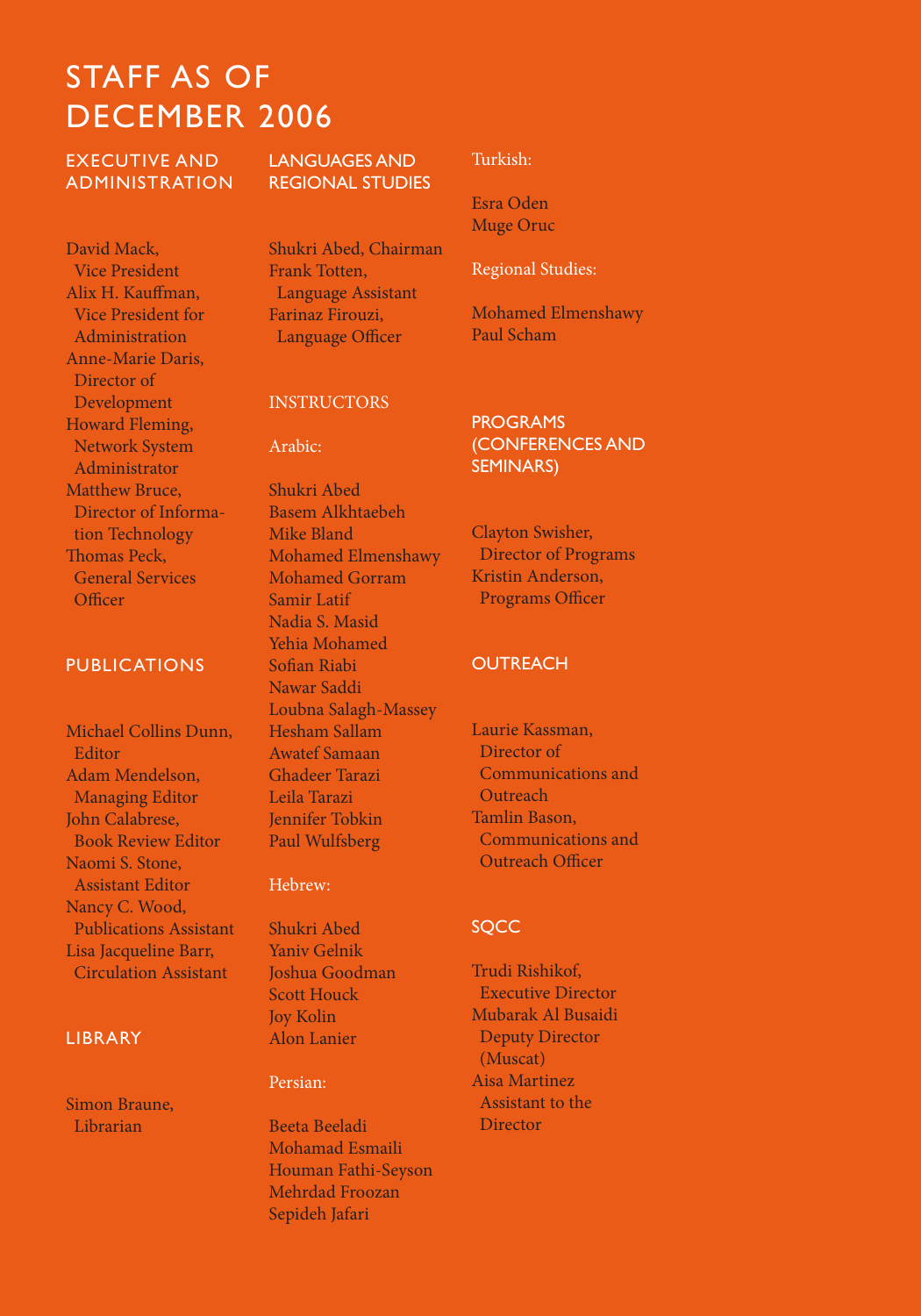# STAFF AS OF DECEMBER 2006

## EXECUTIVE AND ADMINISTRATION

David Mack,
Vice President

Alix H. Kauffman,
Vice President for Administration

Anne-Marie Daris,
Director of Development

Howard Fleming,
Network System Administrator

Matthew Bruce,
Director of Information Technology

Thomas Peck,
General Services Officer

## PUBLICATIONS

Michael Collins Dunn,
Editor

Adam Mendelson,
Managing Editor

John Calabrese,
Book Review Editor

Naomi S. Stone,
Assistant Editor

Nancy C. Wood,
Publications Assistant

Lisa Jacqueline Barr,
Circulation Assistant

## LIBRARY

Simon Braune,
Librarian

## LANGUAGES AND REGIONAL STUDIES

Shukri Abed, Chairman

Frank Totten,
Language Assistant

Farinaz Firouzi,
Language Officer

### INSTRUCTORS

Arabic:

Shukri Abed
Basem Alkhtaebeh
Mike Bland
Mohamed Elmenshawy
Mohamed Gorram
Samir Latif
Nadia S. Masid
Yehia Mohamed
Sofian Riabi
Nawar Saddi
Loubna Salagh-Massey
Hesham Sallam
Awatef Samaan
Ghadeer Tarazi
Leila Tarazi
Jennifer Tobkin
Paul Wulfsberg

Hebrew:

Shukri Abed
Yaniv Gelnik
Joshua Goodman
Scott Houck
Joy Kolin
Alon Lanier

Persian:

Beeta Beeladi
Mohamad Esmaili
Houman Fathi-Seyson
Mehrdad Froozan
Sepideh Jafari

Turkish:

Esra Oden
Muge Oruc

Regional Studies:

Mohamed Elmenshawy
Paul Scham

## PROGRAMS (CONFERENCES AND SEMINARS)

Clayton Swisher,
Director of Programs

Kristin Anderson,
Programs Officer

## OUTREACH

Laurie Kassman,
Director of Communications and Outreach

Tamlin Bason,
Communications and Outreach Officer

## SQCC

Trudi Rishikof,
Executive Director

Mubarak Al Busaidi
Deputy Director (Muscat)

Aisa Martinez
Assistant to the Director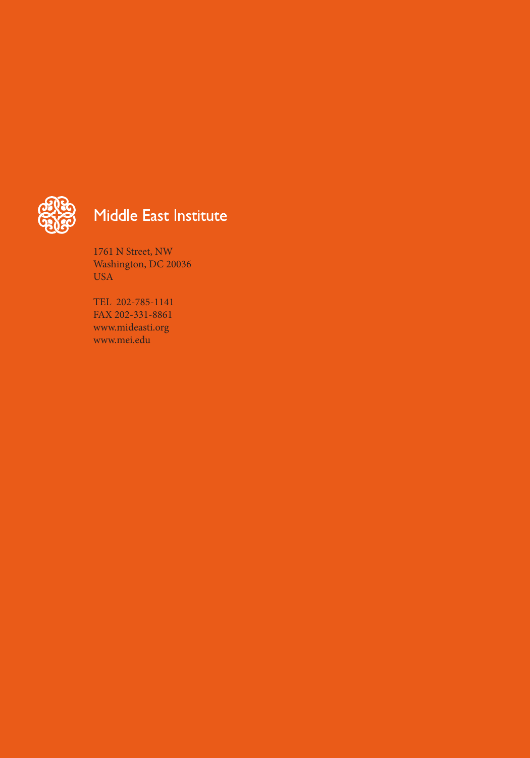# Middle East Institute

1761 N Street, NW
Washington, DC 20036
USA

TEL 202-785-1141
FAX 202-331-8861
www.mideasti.org
www.mei.edu